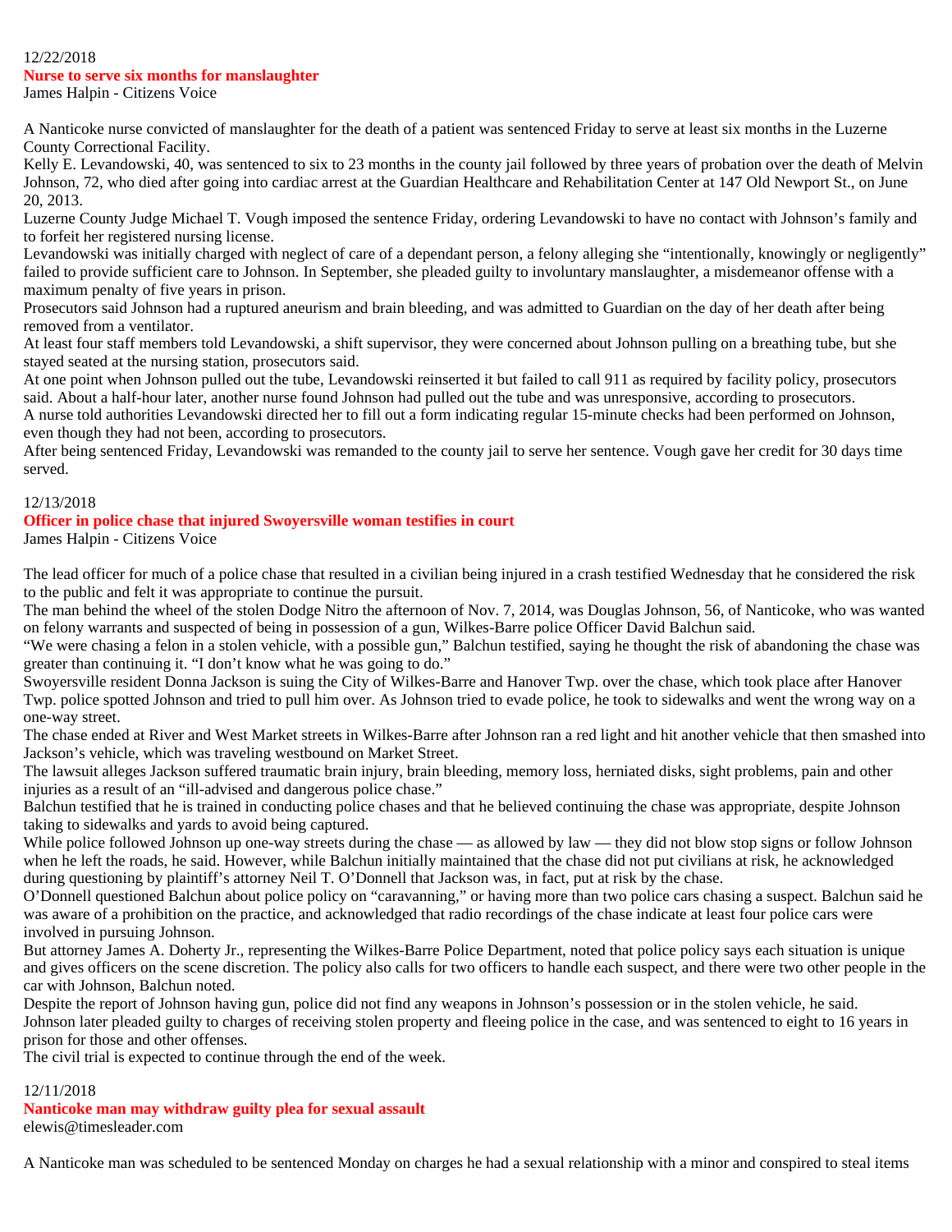12/22/2018

**Nurse to serve six months for manslaughter**

James Halpin - Citizens Voice

A Nanticoke nurse convicted of manslaughter for the death of a patient was sentenced Friday to serve at least six months in the Luzerne County Correctional Facility.

Kelly E. Levandowski, 40, was sentenced to six to 23 months in the county jail followed by three years of probation over the death of Melvin Johnson, 72, who died after going into cardiac arrest at the Guardian Healthcare and Rehabilitation Center at 147 Old Newport St., on June 20, 2013.

Luzerne County Judge Michael T. Vough imposed the sentence Friday, ordering Levandowski to have no contact with Johnson's family and to forfeit her registered nursing license.

Levandowski was initially charged with neglect of care of a dependant person, a felony alleging she "intentionally, knowingly or negligently" failed to provide sufficient care to Johnson. In September, she pleaded guilty to involuntary manslaughter, a misdemeanor offense with a maximum penalty of five years in prison.

Prosecutors said Johnson had a ruptured aneurism and brain bleeding, and was admitted to Guardian on the day of her death after being removed from a ventilator.

At least four staff members told Levandowski, a shift supervisor, they were concerned about Johnson pulling on a breathing tube, but she stayed seated at the nursing station, prosecutors said.

At one point when Johnson pulled out the tube, Levandowski reinserted it but failed to call 911 as required by facility policy, prosecutors said. About a half-hour later, another nurse found Johnson had pulled out the tube and was unresponsive, according to prosecutors.

A nurse told authorities Levandowski directed her to fill out a form indicating regular 15-minute checks had been performed on Johnson, even though they had not been, according to prosecutors.

After being sentenced Friday, Levandowski was remanded to the county jail to serve her sentence. Vough gave her credit for 30 days time served.

12/13/2018

**Officer in police chase that injured Swoyersville woman testifies in court**

James Halpin - Citizens Voice

The lead officer for much of a police chase that resulted in a civilian being injured in a crash testified Wednesday that he considered the risk to the public and felt it was appropriate to continue the pursuit.

The man behind the wheel of the stolen Dodge Nitro the afternoon of Nov. 7, 2014, was Douglas Johnson, 56, of Nanticoke, who was wanted on felony warrants and suspected of being in possession of a gun, Wilkes-Barre police Officer David Balchun said.

"We were chasing a felon in a stolen vehicle, with a possible gun," Balchun testified, saying he thought the risk of abandoning the chase was greater than continuing it. "I don't know what he was going to do."

Swoyersville resident Donna Jackson is suing the City of Wilkes-Barre and Hanover Twp. over the chase, which took place after Hanover Twp. police spotted Johnson and tried to pull him over. As Johnson tried to evade police, he took to sidewalks and went the wrong way on a one-way street.

The chase ended at River and West Market streets in Wilkes-Barre after Johnson ran a red light and hit another vehicle that then smashed into Jackson's vehicle, which was traveling westbound on Market Street.

The lawsuit alleges Jackson suffered traumatic brain injury, brain bleeding, memory loss, herniated disks, sight problems, pain and other injuries as a result of an "ill-advised and dangerous police chase."

Balchun testified that he is trained in conducting police chases and that he believed continuing the chase was appropriate, despite Johnson taking to sidewalks and yards to avoid being captured.

While police followed Johnson up one-way streets during the chase — as allowed by law — they did not blow stop signs or follow Johnson when he left the roads, he said. However, while Balchun initially maintained that the chase did not put civilians at risk, he acknowledged during questioning by plaintiff's attorney Neil T. O'Donnell that Jackson was, in fact, put at risk by the chase.

O'Donnell questioned Balchun about police policy on "caravanning," or having more than two police cars chasing a suspect. Balchun said he was aware of a prohibition on the practice, and acknowledged that radio recordings of the chase indicate at least four police cars were involved in pursuing Johnson.

But attorney James A. Doherty Jr., representing the Wilkes-Barre Police Department, noted that police policy says each situation is unique and gives officers on the scene discretion. The policy also calls for two officers to handle each suspect, and there were two other people in the car with Johnson, Balchun noted.

Despite the report of Johnson having gun, police did not find any weapons in Johnson's possession or in the stolen vehicle, he said.

Johnson later pleaded guilty to charges of receiving stolen property and fleeing police in the case, and was sentenced to eight to 16 years in prison for those and other offenses.

The civil trial is expected to continue through the end of the week.

12/11/2018

**Nanticoke man may withdraw guilty plea for sexual assault**

elewis@timesleader.com

A Nanticoke man was scheduled to be sentenced Monday on charges he had a sexual relationship with a minor and conspired to steal items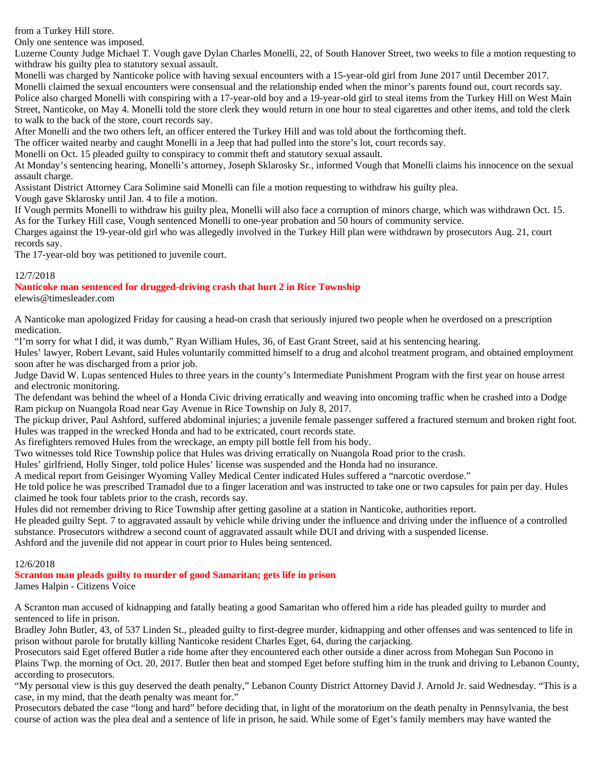from a Turkey Hill store.

Only one sentence was imposed.

Luzerne County Judge Michael T. Vough gave Dylan Charles Monelli, 22, of South Hanover Street, two weeks to file a motion requesting to withdraw his guilty plea to statutory sexual assault.

Monelli was charged by Nanticoke police with having sexual encounters with a 15-year-old girl from June 2017 until December 2017. Monelli claimed the sexual encounters were consensual and the relationship ended when the minor's parents found out, court records say.

Police also charged Monelli with conspiring with a 17-year-old boy and a 19-year-old girl to steal items from the Turkey Hill on West Main Street, Nanticoke, on May 4. Monelli told the store clerk they would return in one hour to steal cigarettes and other items, and told the clerk to walk to the back of the store, court records say.

After Monelli and the two others left, an officer entered the Turkey Hill and was told about the forthcoming theft.

The officer waited nearby and caught Monelli in a Jeep that had pulled into the store's lot, court records say.

Monelli on Oct. 15 pleaded guilty to conspiracy to commit theft and statutory sexual assault.

At Monday's sentencing hearing, Monelli's attorney, Joseph Sklarosky Sr., informed Vough that Monelli claims his innocence on the sexual assault charge.

Assistant District Attorney Cara Solimine said Monelli can file a motion requesting to withdraw his guilty plea.

Vough gave Sklarosky until Jan. 4 to file a motion.

If Vough permits Monelli to withdraw his guilty plea, Monelli will also face a corruption of minors charge, which was withdrawn Oct. 15.

As for the Turkey Hill case, Vough sentenced Monelli to one-year probation and 50 hours of community service.

Charges against the 19-year-old girl who was allegedly involved in the Turkey Hill plan were withdrawn by prosecutors Aug. 21, court records say.

The 17-year-old boy was petitioned to juvenile court.

12/7/2018

### Nanticoke man sentenced for drugged-driving crash that hurt 2 in Rice Township

elewis@timesleader.com

A Nanticoke man apologized Friday for causing a head-on crash that seriously injured two people when he overdosed on a prescription medication.

"I'm sorry for what I did, it was dumb," Ryan William Hules, 36, of East Grant Street, said at his sentencing hearing.

Hules' lawyer, Robert Levant, said Hules voluntarily committed himself to a drug and alcohol treatment program, and obtained employment soon after he was discharged from a prior job.

Judge David W. Lupas sentenced Hules to three years in the county's Intermediate Punishment Program with the first year on house arrest and electronic monitoring.

The defendant was behind the wheel of a Honda Civic driving erratically and weaving into oncoming traffic when he crashed into a Dodge Ram pickup on Nuangola Road near Gay Avenue in Rice Township on July 8, 2017.

The pickup driver, Paul Ashford, suffered abdominal injuries; a juvenile female passenger suffered a fractured sternum and broken right foot.

Hules was trapped in the wrecked Honda and had to be extricated, court records state.

As firefighters removed Hules from the wreckage, an empty pill bottle fell from his body.

Two witnesses told Rice Township police that Hules was driving erratically on Nuangola Road prior to the crash.

Hules' girlfriend, Holly Singer, told police Hules' license was suspended and the Honda had no insurance.

A medical report from Geisinger Wyoming Valley Medical Center indicated Hules suffered a "narcotic overdose."

He told police he was prescribed Tramadol due to a finger laceration and was instructed to take one or two capsules for pain per day. Hules claimed he took four tablets prior to the crash, records say.

Hules did not remember driving to Rice Township after getting gasoline at a station in Nanticoke, authorities report.

He pleaded guilty Sept. 7 to aggravated assault by vehicle while driving under the influence and driving under the influence of a controlled substance. Prosecutors withdrew a second count of aggravated assault while DUI and driving with a suspended license.

Ashford and the juvenile did not appear in court prior to Hules being sentenced.

12/6/2018

### Scranton man pleads guilty to murder of good Samaritan; gets life in prison

James Halpin - Citizens Voice

A Scranton man accused of kidnapping and fatally beating a good Samaritan who offered him a ride has pleaded guilty to murder and sentenced to life in prison.

Bradley John Butler, 43, of 537 Linden St., pleaded guilty to first-degree murder, kidnapping and other offenses and was sentenced to life in prison without parole for brutally killing Nanticoke resident Charles Eget, 64, during the carjacking.

Prosecutors said Eget offered Butler a ride home after they encountered each other outside a diner across from Mohegan Sun Pocono in Plains Twp. the morning of Oct. 20, 2017. Butler then beat and stomped Eget before stuffing him in the trunk and driving to Lebanon County, according to prosecutors.

"My personal view is this guy deserved the death penalty," Lebanon County District Attorney David J. Arnold Jr. said Wednesday. "This is a case, in my mind, that the death penalty was meant for."

Prosecutors debated the case "long and hard" before deciding that, in light of the moratorium on the death penalty in Pennsylvania, the best course of action was the plea deal and a sentence of life in prison, he said. While some of Eget's family members may have wanted the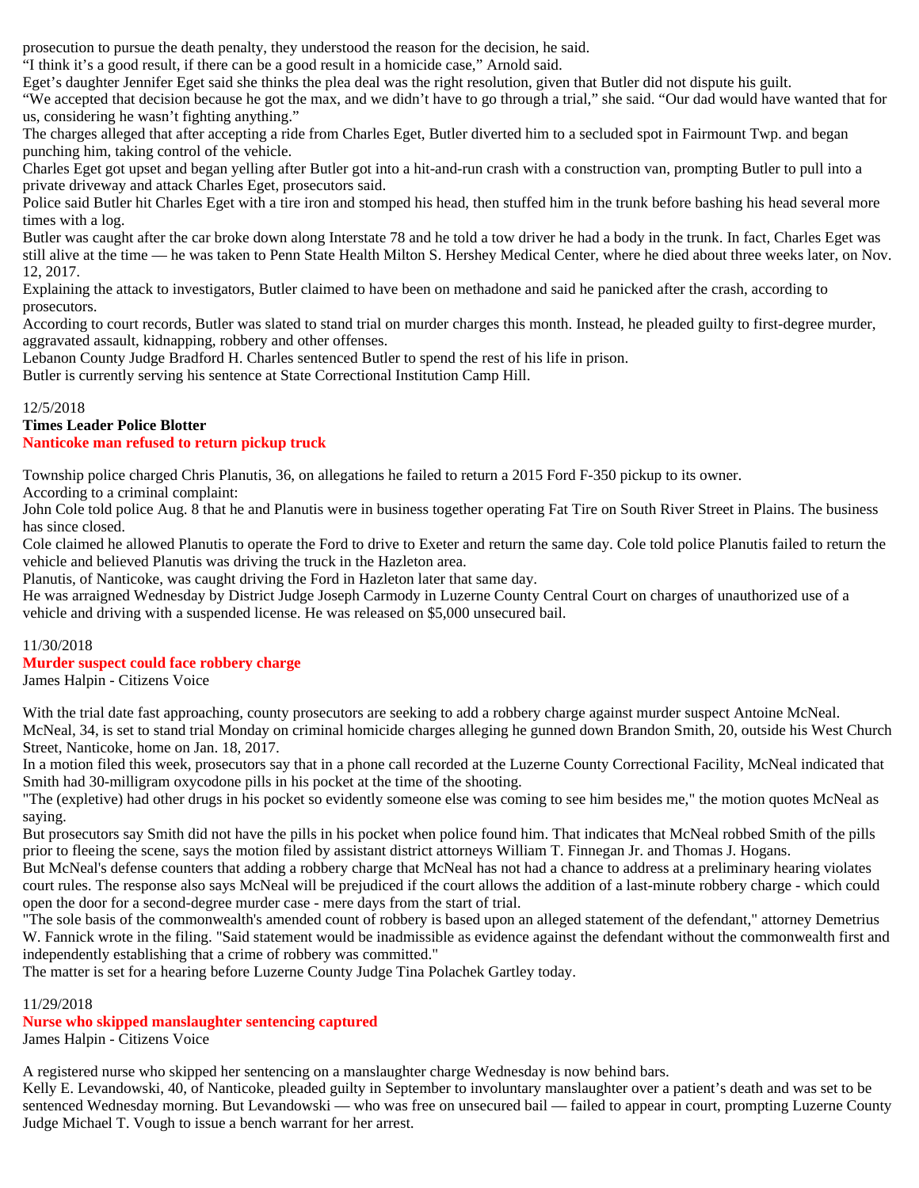prosecution to pursue the death penalty, they understood the reason for the decision, he said.

"I think it's a good result, if there can be a good result in a homicide case," Arnold said.

Eget's daughter Jennifer Eget said she thinks the plea deal was the right resolution, given that Butler did not dispute his guilt.

"We accepted that decision because he got the max, and we didn't have to go through a trial," she said. "Our dad would have wanted that for us, considering he wasn't fighting anything."

The charges alleged that after accepting a ride from Charles Eget, Butler diverted him to a secluded spot in Fairmount Twp. and began punching him, taking control of the vehicle.

Charles Eget got upset and began yelling after Butler got into a hit-and-run crash with a construction van, prompting Butler to pull into a private driveway and attack Charles Eget, prosecutors said.

Police said Butler hit Charles Eget with a tire iron and stomped his head, then stuffed him in the trunk before bashing his head several more times with a log.

Butler was caught after the car broke down along Interstate 78 and he told a tow driver he had a body in the trunk. In fact, Charles Eget was still alive at the time — he was taken to Penn State Health Milton S. Hershey Medical Center, where he died about three weeks later, on Nov. 12, 2017.

Explaining the attack to investigators, Butler claimed to have been on methadone and said he panicked after the crash, according to prosecutors.

According to court records, Butler was slated to stand trial on murder charges this month. Instead, he pleaded guilty to first-degree murder, aggravated assault, kidnapping, robbery and other offenses.

Lebanon County Judge Bradford H. Charles sentenced Butler to spend the rest of his life in prison.

Butler is currently serving his sentence at State Correctional Institution Camp Hill.

12/5/2018

**Times Leader Police Blotter**

## Nanticoke man refused to return pickup truck

Township police charged Chris Planutis, 36, on allegations he failed to return a 2015 Ford F-350 pickup to its owner.

According to a criminal complaint:

John Cole told police Aug. 8 that he and Planutis were in business together operating Fat Tire on South River Street in Plains. The business has since closed.

Cole claimed he allowed Planutis to operate the Ford to drive to Exeter and return the same day. Cole told police Planutis failed to return the vehicle and believed Planutis was driving the truck in the Hazleton area.

Planutis, of Nanticoke, was caught driving the Ford in Hazleton later that same day.

He was arraigned Wednesday by District Judge Joseph Carmody in Luzerne County Central Court on charges of unauthorized use of a vehicle and driving with a suspended license. He was released on $5,000 unsecured bail.

11/30/2018

## Murder suspect could face robbery charge

James Halpin - Citizens Voice

With the trial date fast approaching, county prosecutors are seeking to add a robbery charge against murder suspect Antoine McNeal.

McNeal, 34, is set to stand trial Monday on criminal homicide charges alleging he gunned down Brandon Smith, 20, outside his West Church Street, Nanticoke, home on Jan. 18, 2017.

In a motion filed this week, prosecutors say that in a phone call recorded at the Luzerne County Correctional Facility, McNeal indicated that Smith had 30-milligram oxycodone pills in his pocket at the time of the shooting.

"The (expletive) had other drugs in his pocket so evidently someone else was coming to see him besides me," the motion quotes McNeal as saying.

But prosecutors say Smith did not have the pills in his pocket when police found him. That indicates that McNeal robbed Smith of the pills prior to fleeing the scene, says the motion filed by assistant district attorneys William T. Finnegan Jr. and Thomas J. Hogans.

But McNeal's defense counters that adding a robbery charge that McNeal has not had a chance to address at a preliminary hearing violates court rules. The response also says McNeal will be prejudiced if the court allows the addition of a last-minute robbery charge - which could open the door for a second-degree murder case - mere days from the start of trial.

"The sole basis of the commonwealth's amended count of robbery is based upon an alleged statement of the defendant," attorney Demetrius W. Fannick wrote in the filing. "Said statement would be inadmissible as evidence against the defendant without the commonwealth first and independently establishing that a crime of robbery was committed."

The matter is set for a hearing before Luzerne County Judge Tina Polachek Gartley today.

11/29/2018

## Nurse who skipped manslaughter sentencing captured

James Halpin - Citizens Voice

A registered nurse who skipped her sentencing on a manslaughter charge Wednesday is now behind bars.

Kelly E. Levandowski, 40, of Nanticoke, pleaded guilty in September to involuntary manslaughter over a patient's death and was set to be sentenced Wednesday morning. But Levandowski — who was free on unsecured bail — failed to appear in court, prompting Luzerne County Judge Michael T. Vough to issue a bench warrant for her arrest.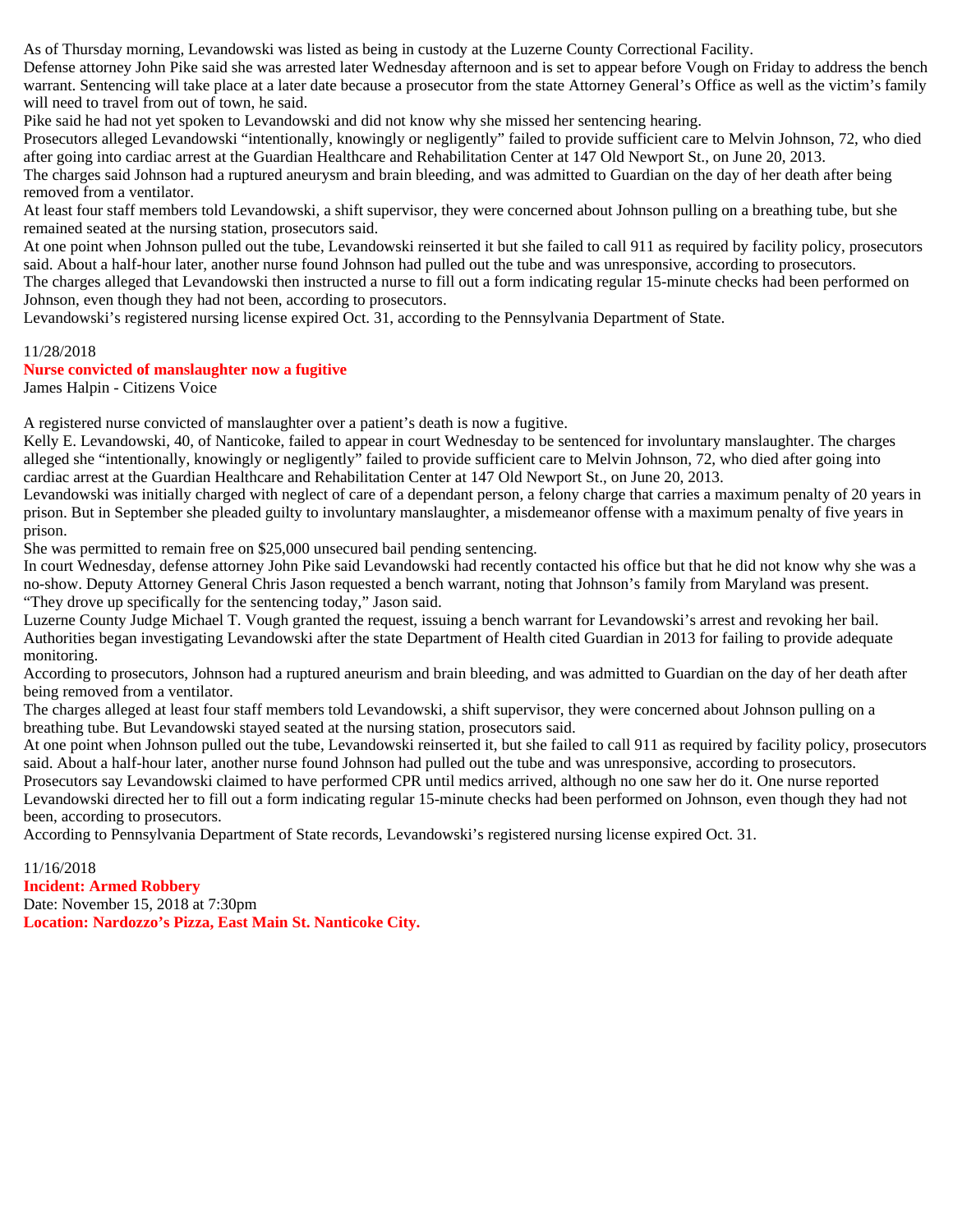As of Thursday morning, Levandowski was listed as being in custody at the Luzerne County Correctional Facility.

Defense attorney John Pike said she was arrested later Wednesday afternoon and is set to appear before Vough on Friday to address the bench warrant. Sentencing will take place at a later date because a prosecutor from the state Attorney General's Office as well as the victim's family will need to travel from out of town, he said.

Pike said he had not yet spoken to Levandowski and did not know why she missed her sentencing hearing.

Prosecutors alleged Levandowski "intentionally, knowingly or negligently" failed to provide sufficient care to Melvin Johnson, 72, who died after going into cardiac arrest at the Guardian Healthcare and Rehabilitation Center at 147 Old Newport St., on June 20, 2013.

The charges said Johnson had a ruptured aneurysm and brain bleeding, and was admitted to Guardian on the day of her death after being removed from a ventilator.

At least four staff members told Levandowski, a shift supervisor, they were concerned about Johnson pulling on a breathing tube, but she remained seated at the nursing station, prosecutors said.

At one point when Johnson pulled out the tube, Levandowski reinserted it but she failed to call 911 as required by facility policy, prosecutors said. About a half-hour later, another nurse found Johnson had pulled out the tube and was unresponsive, according to prosecutors.

The charges alleged that Levandowski then instructed a nurse to fill out a form indicating regular 15-minute checks had been performed on Johnson, even though they had not been, according to prosecutors.

Levandowski's registered nursing license expired Oct. 31, according to the Pennsylvania Department of State.

11/28/2018

**Nurse convicted of manslaughter now a fugitive**

James Halpin - Citizens Voice

A registered nurse convicted of manslaughter over a patient's death is now a fugitive.

Kelly E. Levandowski, 40, of Nanticoke, failed to appear in court Wednesday to be sentenced for involuntary manslaughter. The charges alleged she "intentionally, knowingly or negligently" failed to provide sufficient care to Melvin Johnson, 72, who died after going into cardiac arrest at the Guardian Healthcare and Rehabilitation Center at 147 Old Newport St., on June 20, 2013.

Levandowski was initially charged with neglect of care of a dependant person, a felony charge that carries a maximum penalty of 20 years in prison. But in September she pleaded guilty to involuntary manslaughter, a misdemeanor offense with a maximum penalty of five years in prison.

She was permitted to remain free on $25,000 unsecured bail pending sentencing.

In court Wednesday, defense attorney John Pike said Levandowski had recently contacted his office but that he did not know why she was a no-show. Deputy Attorney General Chris Jason requested a bench warrant, noting that Johnson's family from Maryland was present.

"They drove up specifically for the sentencing today," Jason said.

Luzerne County Judge Michael T. Vough granted the request, issuing a bench warrant for Levandowski's arrest and revoking her bail.

Authorities began investigating Levandowski after the state Department of Health cited Guardian in 2013 for failing to provide adequate monitoring.

According to prosecutors, Johnson had a ruptured aneurism and brain bleeding, and was admitted to Guardian on the day of her death after being removed from a ventilator.

The charges alleged at least four staff members told Levandowski, a shift supervisor, they were concerned about Johnson pulling on a breathing tube. But Levandowski stayed seated at the nursing station, prosecutors said.

At one point when Johnson pulled out the tube, Levandowski reinserted it, but she failed to call 911 as required by facility policy, prosecutors said. About a half-hour later, another nurse found Johnson had pulled out the tube and was unresponsive, according to prosecutors.

Prosecutors say Levandowski claimed to have performed CPR until medics arrived, although no one saw her do it. One nurse reported Levandowski directed her to fill out a form indicating regular 15-minute checks had been performed on Johnson, even though they had not been, according to prosecutors.

According to Pennsylvania Department of State records, Levandowski's registered nursing license expired Oct. 31.

11/16/2018

**Incident: Armed Robbery**

Date: November 15, 2018 at 7:30pm

**Location: Nardozzo's Pizza, East Main St. Nanticoke City.**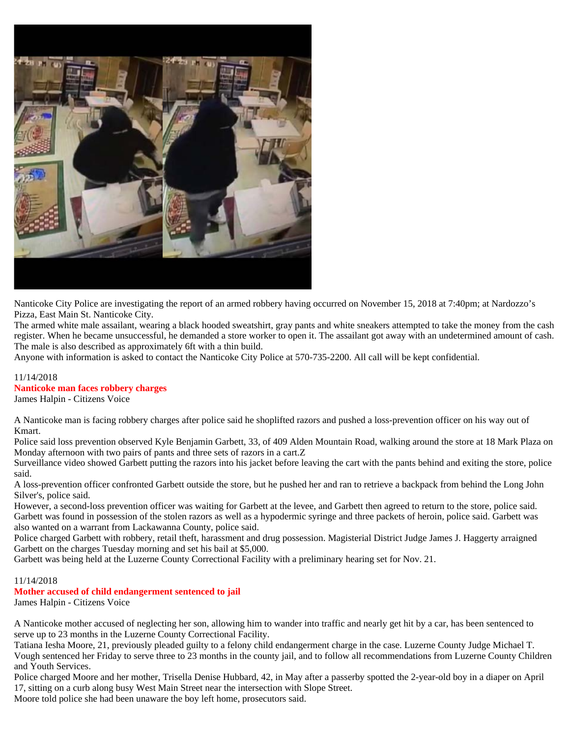Nanticoke City Police are investigating the report of an armed robbery having occurred on November 15, 2018 at 7:40pm; at Nardozzo's Pizza, East Main St. Nanticoke City.
The armed white male assailant, wearing a black hooded sweatshirt, gray pants and white sneakers attempted to take the money from the cash register. When he became unsuccessful, he demanded a store worker to open it. The assailant got away with an undetermined amount of cash. The male is also described as approximately 6ft with a thin build.
Anyone with information is asked to contact the Nanticoke City Police at 570-735-2200. All call will be kept confidential.

11/14/2018

**Nanticoke man faces robbery charges**

James Halpin - Citizens Voice

A Nanticoke man is facing robbery charges after police said he shoplifted razors and pushed a loss-prevention officer on his way out of Kmart.
Police said loss prevention observed Kyle Benjamin Garbett, 33, of 409 Alden Mountain Road, walking around the store at 18 Mark Plaza on Monday afternoon with two pairs of pants and three sets of razors in a cart.Z
Surveillance video showed Garbett putting the razors into his jacket before leaving the cart with the pants behind and exiting the store, police said.
A loss-prevention officer confronted Garbett outside the store, but he pushed her and ran to retrieve a backpack from behind the Long John Silver's, police said.
However, a second-loss prevention officer was waiting for Garbett at the levee, and Garbett then agreed to return to the store, police said.
Garbett was found in possession of the stolen razors as well as a hypodermic syringe and three packets of heroin, police said. Garbett was also wanted on a warrant from Lackawanna County, police said.
Police charged Garbett with robbery, retail theft, harassment and drug possession. Magisterial District Judge James J. Haggerty arraigned Garbett on the charges Tuesday morning and set his bail at $5,000.
Garbett was being held at the Luzerne County Correctional Facility with a preliminary hearing set for Nov. 21.

11/14/2018

**Mother accused of child endangerment sentenced to jail**

James Halpin - Citizens Voice

A Nanticoke mother accused of neglecting her son, allowing him to wander into traffic and nearly get hit by a car, has been sentenced to serve up to 23 months in the Luzerne County Correctional Facility.
Tatiana Iesha Moore, 21, previously pleaded guilty to a felony child endangerment charge in the case. Luzerne County Judge Michael T. Vough sentenced her Friday to serve three to 23 months in the county jail, and to follow all recommendations from Luzerne County Children and Youth Services.
Police charged Moore and her mother, Trisella Denise Hubbard, 42, in May after a passerby spotted the 2-year-old boy in a diaper on April 17, sitting on a curb along busy West Main Street near the intersection with Slope Street.
Moore told police she had been unaware the boy left home, prosecutors said.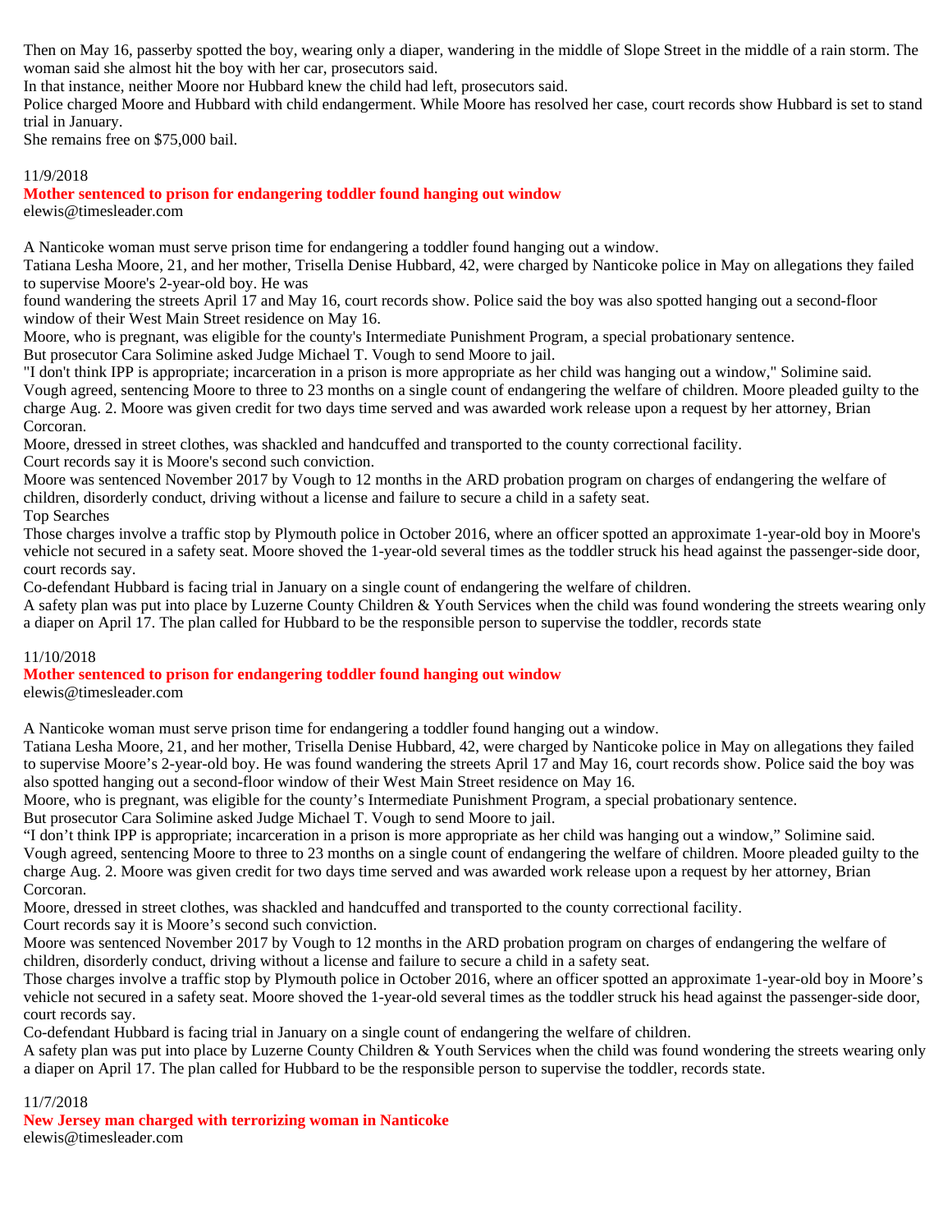Then on May 16, passerby spotted the boy, wearing only a diaper, wandering in the middle of Slope Street in the middle of a rain storm. The woman said she almost hit the boy with her car, prosecutors said.

In that instance, neither Moore nor Hubbard knew the child had left, prosecutors said.

Police charged Moore and Hubbard with child endangerment. While Moore has resolved her case, court records show Hubbard is set to stand trial in January.

She remains free on $75,000 bail.

11/9/2018

**Mother sentenced to prison for endangering toddler found hanging out window**

elewis@timesleader.com

A Nanticoke woman must serve prison time for endangering a toddler found hanging out a window.

Tatiana Lesha Moore, 21, and her mother, Trisella Denise Hubbard, 42, were charged by Nanticoke police in May on allegations they failed to supervise Moore's 2-year-old boy. He was

found wandering the streets April 17 and May 16, court records show. Police said the boy was also spotted hanging out a second-floor window of their West Main Street residence on May 16.

Moore, who is pregnant, was eligible for the county's Intermediate Punishment Program, a special probationary sentence.

But prosecutor Cara Solimine asked Judge Michael T. Vough to send Moore to jail.

"I don't think IPP is appropriate; incarceration in a prison is more appropriate as her child was hanging out a window," Solimine said.

Vough agreed, sentencing Moore to three to 23 months on a single count of endangering the welfare of children. Moore pleaded guilty to the charge Aug. 2. Moore was given credit for two days time served and was awarded work release upon a request by her attorney, Brian Corcoran.

Moore, dressed in street clothes, was shackled and handcuffed and transported to the county correctional facility.

Court records say it is Moore's second such conviction.

Moore was sentenced November 2017 by Vough to 12 months in the ARD probation program on charges of endangering the welfare of children, disorderly conduct, driving without a license and failure to secure a child in a safety seat.

Top Searches

Those charges involve a traffic stop by Plymouth police in October 2016, where an officer spotted an approximate 1-year-old boy in Moore's vehicle not secured in a safety seat. Moore shoved the 1-year-old several times as the toddler struck his head against the passenger-side door, court records say.

Co-defendant Hubbard is facing trial in January on a single count of endangering the welfare of children.

A safety plan was put into place by Luzerne County Children & Youth Services when the child was found wondering the streets wearing only a diaper on April 17. The plan called for Hubbard to be the responsible person to supervise the toddler, records state

11/10/2018

**Mother sentenced to prison for endangering toddler found hanging out window**

elewis@timesleader.com

A Nanticoke woman must serve prison time for endangering a toddler found hanging out a window.

Tatiana Lesha Moore, 21, and her mother, Trisella Denise Hubbard, 42, were charged by Nanticoke police in May on allegations they failed to supervise Moore’s 2-year-old boy. He was found wandering the streets April 17 and May 16, court records show. Police said the boy was also spotted hanging out a second-floor window of their West Main Street residence on May 16.

Moore, who is pregnant, was eligible for the county’s Intermediate Punishment Program, a special probationary sentence.

But prosecutor Cara Solimine asked Judge Michael T. Vough to send Moore to jail.

“I don’t think IPP is appropriate; incarceration in a prison is more appropriate as her child was hanging out a window,” Solimine said.

Vough agreed, sentencing Moore to three to 23 months on a single count of endangering the welfare of children. Moore pleaded guilty to the charge Aug. 2. Moore was given credit for two days time served and was awarded work release upon a request by her attorney, Brian Corcoran.

Moore, dressed in street clothes, was shackled and handcuffed and transported to the county correctional facility.

Court records say it is Moore’s second such conviction.

Moore was sentenced November 2017 by Vough to 12 months in the ARD probation program on charges of endangering the welfare of children, disorderly conduct, driving without a license and failure to secure a child in a safety seat.

Those charges involve a traffic stop by Plymouth police in October 2016, where an officer spotted an approximate 1-year-old boy in Moore’s vehicle not secured in a safety seat. Moore shoved the 1-year-old several times as the toddler struck his head against the passenger-side door, court records say.

Co-defendant Hubbard is facing trial in January on a single count of endangering the welfare of children.

A safety plan was put into place by Luzerne County Children & Youth Services when the child was found wondering the streets wearing only a diaper on April 17. The plan called for Hubbard to be the responsible person to supervise the toddler, records state.

11/7/2018

**New Jersey man charged with terrorizing woman in Nanticoke**

elewis@timesleader.com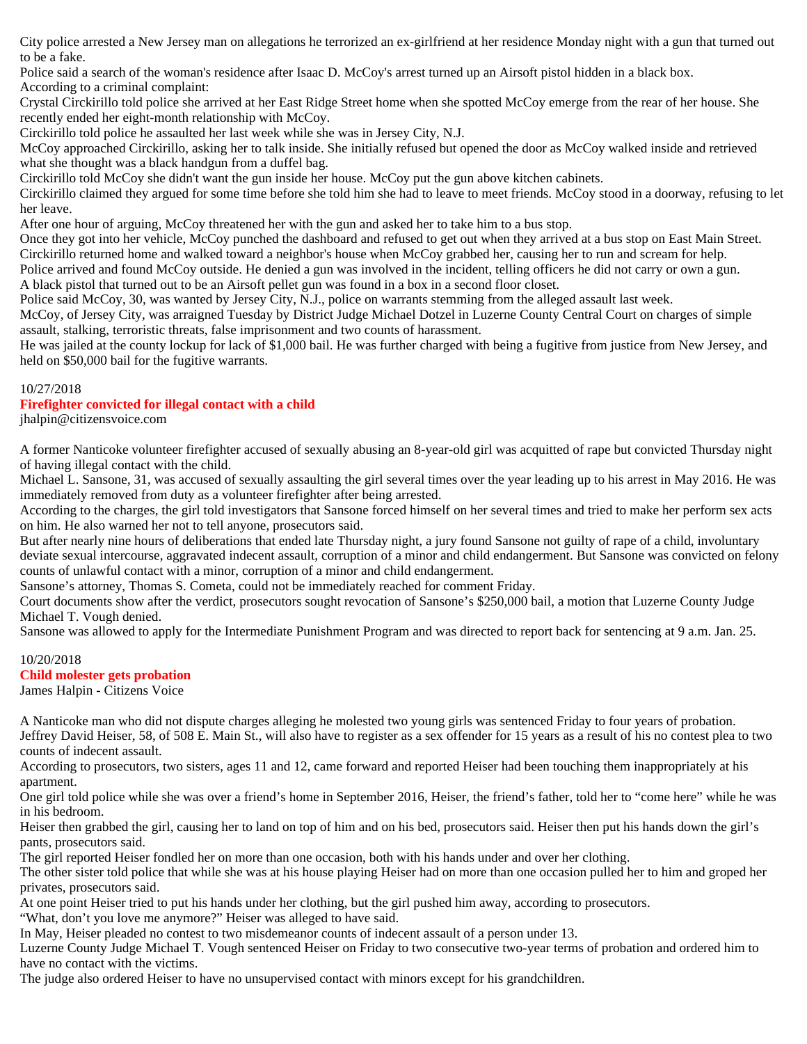City police arrested a New Jersey man on allegations he terrorized an ex-girlfriend at her residence Monday night with a gun that turned out to be a fake.

Police said a search of the woman's residence after Isaac D. McCoy's arrest turned up an Airsoft pistol hidden in a black box.

According to a criminal complaint:

Crystal Circkirillo told police she arrived at her East Ridge Street home when she spotted McCoy emerge from the rear of her house. She recently ended her eight-month relationship with McCoy.

Circkirillo told police he assaulted her last week while she was in Jersey City, N.J.

McCoy approached Circkirillo, asking her to talk inside. She initially refused but opened the door as McCoy walked inside and retrieved what she thought was a black handgun from a duffel bag.

Circkirillo told McCoy she didn't want the gun inside her house. McCoy put the gun above kitchen cabinets.

Circkirillo claimed they argued for some time before she told him she had to leave to meet friends. McCoy stood in a doorway, refusing to let her leave.

After one hour of arguing, McCoy threatened her with the gun and asked her to take him to a bus stop.

Once they got into her vehicle, McCoy punched the dashboard and refused to get out when they arrived at a bus stop on East Main Street.

Circkirillo returned home and walked toward a neighbor's house when McCoy grabbed her, causing her to run and scream for help.

Police arrived and found McCoy outside. He denied a gun was involved in the incident, telling officers he did not carry or own a gun.

A black pistol that turned out to be an Airsoft pellet gun was found in a box in a second floor closet.

Police said McCoy, 30, was wanted by Jersey City, N.J., police on warrants stemming from the alleged assault last week.

McCoy, of Jersey City, was arraigned Tuesday by District Judge Michael Dotzel in Luzerne County Central Court on charges of simple assault, stalking, terroristic threats, false imprisonment and two counts of harassment.

He was jailed at the county lockup for lack of $1,000 bail. He was further charged with being a fugitive from justice from New Jersey, and held on $50,000 bail for the fugitive warrants.

10/27/2018

## Firefighter convicted for illegal contact with a child

jhalpin@citizensvoice.com

A former Nanticoke volunteer firefighter accused of sexually abusing an 8-year-old girl was acquitted of rape but convicted Thursday night of having illegal contact with the child.

Michael L. Sansone, 31, was accused of sexually assaulting the girl several times over the year leading up to his arrest in May 2016. He was immediately removed from duty as a volunteer firefighter after being arrested.

According to the charges, the girl told investigators that Sansone forced himself on her several times and tried to make her perform sex acts on him. He also warned her not to tell anyone, prosecutors said.

But after nearly nine hours of deliberations that ended late Thursday night, a jury found Sansone not guilty of rape of a child, involuntary deviate sexual intercourse, aggravated indecent assault, corruption of a minor and child endangerment. But Sansone was convicted on felony counts of unlawful contact with a minor, corruption of a minor and child endangerment.

Sansone’s attorney, Thomas S. Cometa, could not be immediately reached for comment Friday.

Court documents show after the verdict, prosecutors sought revocation of Sansone’s $250,000 bail, a motion that Luzerne County Judge Michael T. Vough denied.

Sansone was allowed to apply for the Intermediate Punishment Program and was directed to report back for sentencing at 9 a.m. Jan. 25.

10/20/2018

## Child molester gets probation

James Halpin - Citizens Voice

A Nanticoke man who did not dispute charges alleging he molested two young girls was sentenced Friday to four years of probation.

Jeffrey David Heiser, 58, of 508 E. Main St., will also have to register as a sex offender for 15 years as a result of his no contest plea to two counts of indecent assault.

According to prosecutors, two sisters, ages 11 and 12, came forward and reported Heiser had been touching them inappropriately at his apartment.

One girl told police while she was over a friend’s home in September 2016, Heiser, the friend’s father, told her to “come here” while he was in his bedroom.

Heiser then grabbed the girl, causing her to land on top of him and on his bed, prosecutors said. Heiser then put his hands down the girl’s pants, prosecutors said.

The girl reported Heiser fondled her on more than one occasion, both with his hands under and over her clothing.

The other sister told police that while she was at his house playing Heiser had on more than one occasion pulled her to him and groped her privates, prosecutors said.

At one point Heiser tried to put his hands under her clothing, but the girl pushed him away, according to prosecutors.

“What, don’t you love me anymore?” Heiser was alleged to have said.

In May, Heiser pleaded no contest to two misdemeanor counts of indecent assault of a person under 13.

Luzerne County Judge Michael T. Vough sentenced Heiser on Friday to two consecutive two-year terms of probation and ordered him to have no contact with the victims.

The judge also ordered Heiser to have no unsupervised contact with minors except for his grandchildren.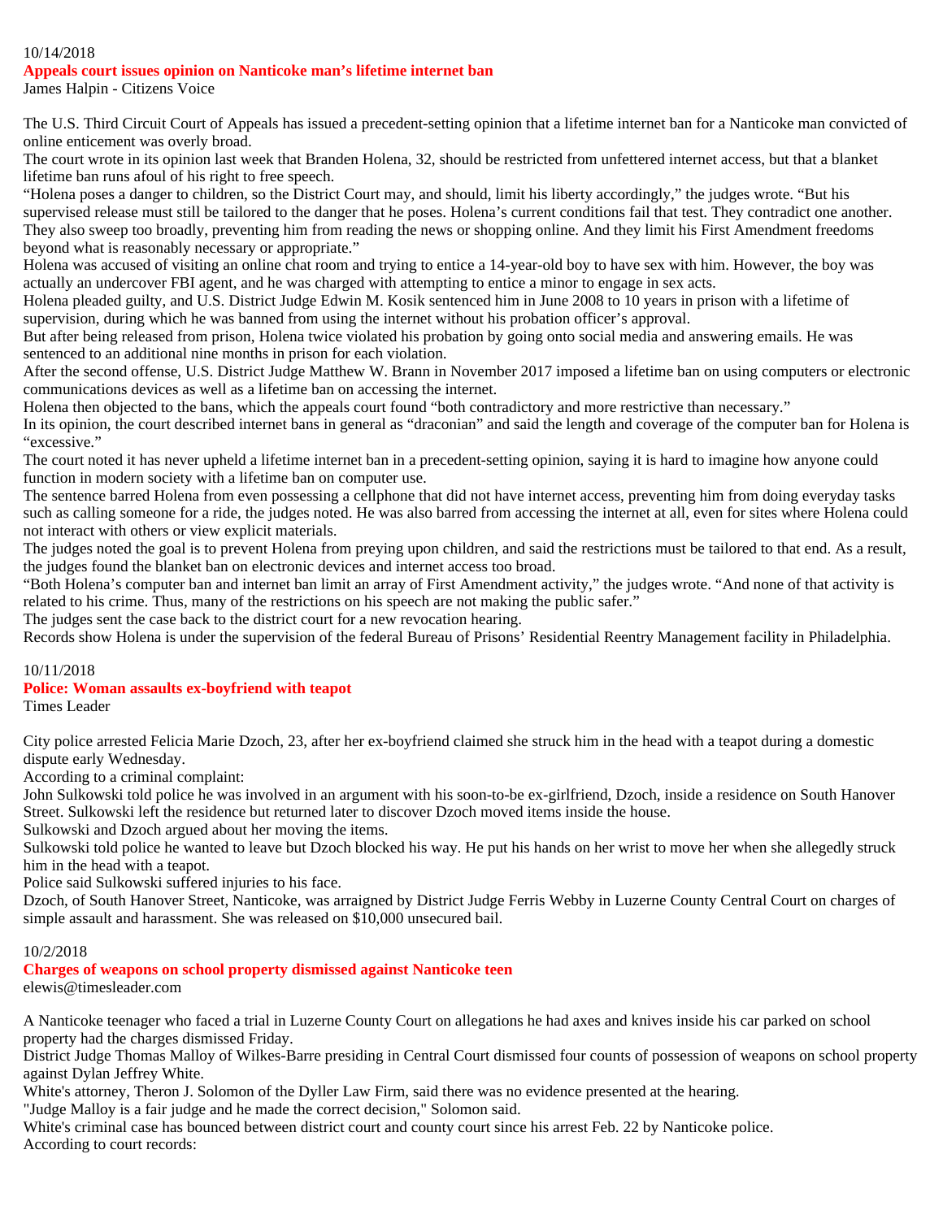10/14/2018

## Appeals court issues opinion on Nanticoke man's lifetime internet ban

James Halpin - Citizens Voice

The U.S. Third Circuit Court of Appeals has issued a precedent-setting opinion that a lifetime internet ban for a Nanticoke man convicted of online enticement was overly broad.

The court wrote in its opinion last week that Branden Holena, 32, should be restricted from unfettered internet access, but that a blanket lifetime ban runs afoul of his right to free speech.

"Holena poses a danger to children, so the District Court may, and should, limit his liberty accordingly," the judges wrote. "But his supervised release must still be tailored to the danger that he poses. Holena's current conditions fail that test. They contradict one another. They also sweep too broadly, preventing him from reading the news or shopping online. And they limit his First Amendment freedoms beyond what is reasonably necessary or appropriate."

Holena was accused of visiting an online chat room and trying to entice a 14-year-old boy to have sex with him. However, the boy was actually an undercover FBI agent, and he was charged with attempting to entice a minor to engage in sex acts.

Holena pleaded guilty, and U.S. District Judge Edwin M. Kosik sentenced him in June 2008 to 10 years in prison with a lifetime of supervision, during which he was banned from using the internet without his probation officer's approval.

But after being released from prison, Holena twice violated his probation by going onto social media and answering emails. He was sentenced to an additional nine months in prison for each violation.

After the second offense, U.S. District Judge Matthew W. Brann in November 2017 imposed a lifetime ban on using computers or electronic communications devices as well as a lifetime ban on accessing the internet.

Holena then objected to the bans, which the appeals court found "both contradictory and more restrictive than necessary."

In its opinion, the court described internet bans in general as "draconian" and said the length and coverage of the computer ban for Holena is "excessive."

The court noted it has never upheld a lifetime internet ban in a precedent-setting opinion, saying it is hard to imagine how anyone could function in modern society with a lifetime ban on computer use.

The sentence barred Holena from even possessing a cellphone that did not have internet access, preventing him from doing everyday tasks such as calling someone for a ride, the judges noted. He was also barred from accessing the internet at all, even for sites where Holena could not interact with others or view explicit materials.

The judges noted the goal is to prevent Holena from preying upon children, and said the restrictions must be tailored to that end. As a result, the judges found the blanket ban on electronic devices and internet access too broad.

"Both Holena's computer ban and internet ban limit an array of First Amendment activity," the judges wrote. "And none of that activity is related to his crime. Thus, many of the restrictions on his speech are not making the public safer."

The judges sent the case back to the district court for a new revocation hearing.

Records show Holena is under the supervision of the federal Bureau of Prisons' Residential Reentry Management facility in Philadelphia.

10/11/2018

## Police: Woman assaults ex-boyfriend with teapot

Times Leader

City police arrested Felicia Marie Dzoch, 23, after her ex-boyfriend claimed she struck him in the head with a teapot during a domestic dispute early Wednesday.

According to a criminal complaint:

John Sulkowski told police he was involved in an argument with his soon-to-be ex-girlfriend, Dzoch, inside a residence on South Hanover Street. Sulkowski left the residence but returned later to discover Dzoch moved items inside the house.

Sulkowski and Dzoch argued about her moving the items.

Sulkowski told police he wanted to leave but Dzoch blocked his way. He put his hands on her wrist to move her when she allegedly struck him in the head with a teapot.

Police said Sulkowski suffered injuries to his face.

Dzoch, of South Hanover Street, Nanticoke, was arraigned by District Judge Ferris Webby in Luzerne County Central Court on charges of simple assault and harassment. She was released on $10,000 unsecured bail.

10/2/2018

## Charges of weapons on school property dismissed against Nanticoke teen

elewis@timesleader.com

A Nanticoke teenager who faced a trial in Luzerne County Court on allegations he had axes and knives inside his car parked on school property had the charges dismissed Friday.

District Judge Thomas Malloy of Wilkes-Barre presiding in Central Court dismissed four counts of possession of weapons on school property against Dylan Jeffrey White.

White's attorney, Theron J. Solomon of the Dyller Law Firm, said there was no evidence presented at the hearing.

"Judge Malloy is a fair judge and he made the correct decision," Solomon said.

White's criminal case has bounced between district court and county court since his arrest Feb. 22 by Nanticoke police.

According to court records: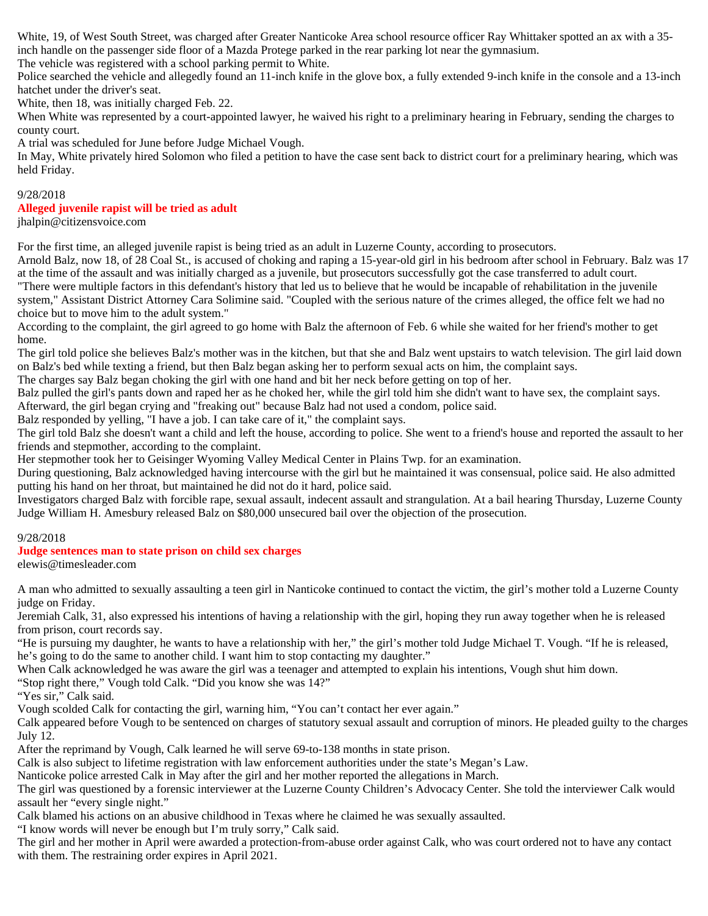White, 19, of West South Street, was charged after Greater Nanticoke Area school resource officer Ray Whittaker spotted an ax with a 35-inch handle on the passenger side floor of a Mazda Protege parked in the rear parking lot near the gymnasium.

The vehicle was registered with a school parking permit to White.

Police searched the vehicle and allegedly found an 11-inch knife in the glove box, a fully extended 9-inch knife in the console and a 13-inch hatchet under the driver's seat.

White, then 18, was initially charged Feb. 22.

When White was represented by a court-appointed lawyer, he waived his right to a preliminary hearing in February, sending the charges to county court.

A trial was scheduled for June before Judge Michael Vough.

In May, White privately hired Solomon who filed a petition to have the case sent back to district court for a preliminary hearing, which was held Friday.

9/28/2018

## Alleged juvenile rapist will be tried as adult

jhalpin@citizensvoice.com

For the first time, an alleged juvenile rapist is being tried as an adult in Luzerne County, according to prosecutors.

Arnold Balz, now 18, of 28 Coal St., is accused of choking and raping a 15-year-old girl in his bedroom after school in February. Balz was 17 at the time of the assault and was initially charged as a juvenile, but prosecutors successfully got the case transferred to adult court.

"There were multiple factors in this defendant's history that led us to believe that he would be incapable of rehabilitation in the juvenile system," Assistant District Attorney Cara Solimine said. "Coupled with the serious nature of the crimes alleged, the office felt we had no choice but to move him to the adult system."

According to the complaint, the girl agreed to go home with Balz the afternoon of Feb. 6 while she waited for her friend's mother to get home.

The girl told police she believes Balz's mother was in the kitchen, but that she and Balz went upstairs to watch television. The girl laid down on Balz's bed while texting a friend, but then Balz began asking her to perform sexual acts on him, the complaint says.

The charges say Balz began choking the girl with one hand and bit her neck before getting on top of her.

Balz pulled the girl's pants down and raped her as he choked her, while the girl told him she didn't want to have sex, the complaint says.

Afterward, the girl began crying and "freaking out" because Balz had not used a condom, police said.

Balz responded by yelling, "I have a job. I can take care of it," the complaint says.

The girl told Balz she doesn't want a child and left the house, according to police. She went to a friend's house and reported the assault to her friends and stepmother, according to the complaint.

Her stepmother took her to Geisinger Wyoming Valley Medical Center in Plains Twp. for an examination.

During questioning, Balz acknowledged having intercourse with the girl but he maintained it was consensual, police said. He also admitted putting his hand on her throat, but maintained he did not do it hard, police said.

Investigators charged Balz with forcible rape, sexual assault, indecent assault and strangulation. At a bail hearing Thursday, Luzerne County Judge William H. Amesbury released Balz on $80,000 unsecured bail over the objection of the prosecution.

9/28/2018

## Judge sentences man to state prison on child sex charges

elewis@timesleader.com

A man who admitted to sexually assaulting a teen girl in Nanticoke continued to contact the victim, the girl's mother told a Luzerne County judge on Friday.

Jeremiah Calk, 31, also expressed his intentions of having a relationship with the girl, hoping they run away together when he is released from prison, court records say.

"He is pursuing my daughter, he wants to have a relationship with her," the girl's mother told Judge Michael T. Vough. "If he is released, he's going to do the same to another child. I want him to stop contacting my daughter."

When Calk acknowledged he was aware the girl was a teenager and attempted to explain his intentions, Vough shut him down.

"Stop right there," Vough told Calk. "Did you know she was 14?"

"Yes sir," Calk said.

Vough scolded Calk for contacting the girl, warning him, "You can't contact her ever again."

Calk appeared before Vough to be sentenced on charges of statutory sexual assault and corruption of minors. He pleaded guilty to the charges July 12.

After the reprimand by Vough, Calk learned he will serve 69-to-138 months in state prison.

Calk is also subject to lifetime registration with law enforcement authorities under the state's Megan's Law.

Nanticoke police arrested Calk in May after the girl and her mother reported the allegations in March.

The girl was questioned by a forensic interviewer at the Luzerne County Children's Advocacy Center. She told the interviewer Calk would assault her "every single night."

Calk blamed his actions on an abusive childhood in Texas where he claimed he was sexually assaulted.

"I know words will never be enough but I'm truly sorry," Calk said.

The girl and her mother in April were awarded a protection-from-abuse order against Calk, who was court ordered not to have any contact with them. The restraining order expires in April 2021.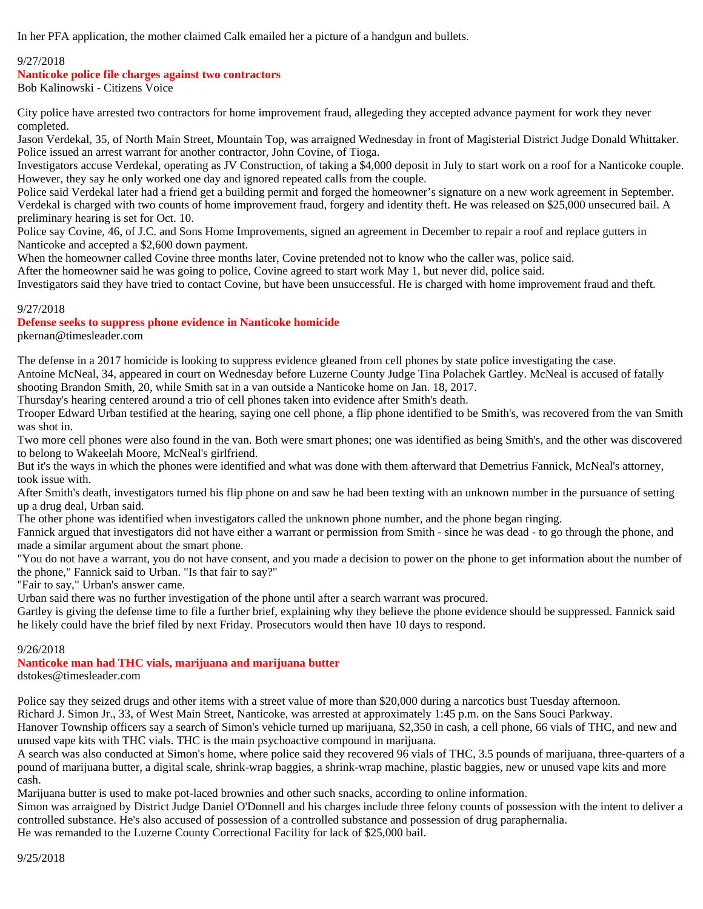In her PFA application, the mother claimed Calk emailed her a picture of a handgun and bullets.

9/27/2018

**Nanticoke police file charges against two contractors**

Bob Kalinowski - Citizens Voice

City police have arrested two contractors for home improvement fraud, allegeding they accepted advance payment for work they never completed.

Jason Verdekal, 35, of North Main Street, Mountain Top, was arraigned Wednesday in front of Magisterial District Judge Donald Whittaker. Police issued an arrest warrant for another contractor, John Covine, of Tioga.

Investigators accuse Verdekal, operating as JV Construction, of taking a $4,000 deposit in July to start work on a roof for a Nanticoke couple. However, they say he only worked one day and ignored repeated calls from the couple.

Police said Verdekal later had a friend get a building permit and forged the homeowner's signature on a new work agreement in September. Verdekal is charged with two counts of home improvement fraud, forgery and identity theft. He was released on $25,000 unsecured bail. A preliminary hearing is set for Oct. 10.

Police say Covine, 46, of J.C. and Sons Home Improvements, signed an agreement in December to repair a roof and replace gutters in Nanticoke and accepted a $2,600 down payment.

When the homeowner called Covine three months later, Covine pretended not to know who the caller was, police said.

After the homeowner said he was going to police, Covine agreed to start work May 1, but never did, police said.

Investigators said they have tried to contact Covine, but have been unsuccessful. He is charged with home improvement fraud and theft.

9/27/2018

**Defense seeks to suppress phone evidence in Nanticoke homicide**

pkernan@timesleader.com

The defense in a 2017 homicide is looking to suppress evidence gleaned from cell phones by state police investigating the case.

Antoine McNeal, 34, appeared in court on Wednesday before Luzerne County Judge Tina Polachek Gartley. McNeal is accused of fatally shooting Brandon Smith, 20, while Smith sat in a van outside a Nanticoke home on Jan. 18, 2017.

Thursday's hearing centered around a trio of cell phones taken into evidence after Smith's death.

Trooper Edward Urban testified at the hearing, saying one cell phone, a flip phone identified to be Smith's, was recovered from the van Smith was shot in.

Two more cell phones were also found in the van. Both were smart phones; one was identified as being Smith's, and the other was discovered to belong to Wakeelah Moore, McNeal's girlfriend.

But it's the ways in which the phones were identified and what was done with them afterward that Demetrius Fannick, McNeal's attorney, took issue with.

After Smith's death, investigators turned his flip phone on and saw he had been texting with an unknown number in the pursuance of setting up a drug deal, Urban said.

The other phone was identified when investigators called the unknown phone number, and the phone began ringing.

Fannick argued that investigators did not have either a warrant or permission from Smith - since he was dead - to go through the phone, and made a similar argument about the smart phone.

"You do not have a warrant, you do not have consent, and you made a decision to power on the phone to get information about the number of the phone," Fannick said to Urban. "Is that fair to say?"

"Fair to say," Urban's answer came.

Urban said there was no further investigation of the phone until after a search warrant was procured.

Gartley is giving the defense time to file a further brief, explaining why they believe the phone evidence should be suppressed. Fannick said he likely could have the brief filed by next Friday. Prosecutors would then have 10 days to respond.

9/26/2018

**Nanticoke man had THC vials, marijuana and marijuana butter**

dstokes@timesleader.com

Police say they seized drugs and other items with a street value of more than $20,000 during a narcotics bust Tuesday afternoon.

Richard J. Simon Jr., 33, of West Main Street, Nanticoke, was arrested at approximately 1:45 p.m. on the Sans Souci Parkway.

Hanover Township officers say a search of Simon's vehicle turned up marijuana, $2,350 in cash, a cell phone, 66 vials of THC, and new and unused vape kits with THC vials. THC is the main psychoactive compound in marijuana.

A search was also conducted at Simon's home, where police said they recovered 96 vials of THC, 3.5 pounds of marijuana, three-quarters of a pound of marijuana butter, a digital scale, shrink-wrap baggies, a shrink-wrap machine, plastic baggies, new or unused vape kits and more cash.

Marijuana butter is used to make pot-laced brownies and other such snacks, according to online information.

Simon was arraigned by District Judge Daniel O'Donnell and his charges include three felony counts of possession with the intent to deliver a controlled substance. He's also accused of possession of a controlled substance and possession of drug paraphernalia.

He was remanded to the Luzerne County Correctional Facility for lack of $25,000 bail.

9/25/2018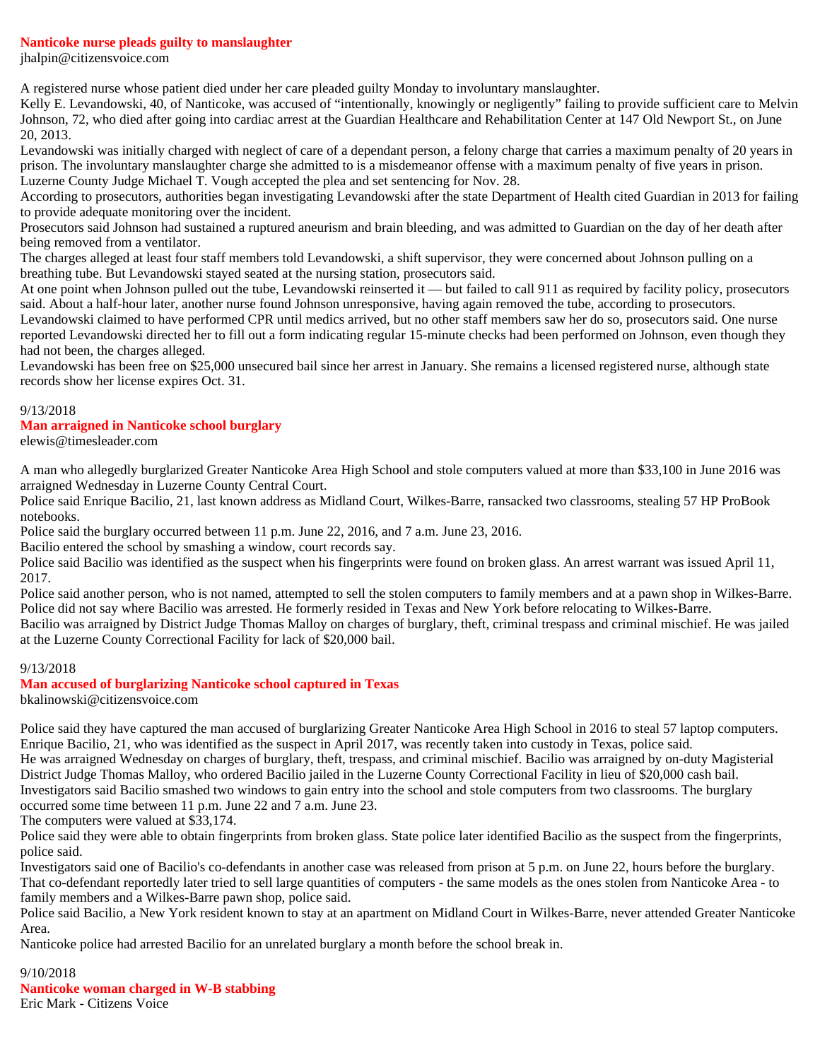## Nanticoke nurse pleads guilty to manslaughter

jhalpin@citizensvoice.com

A registered nurse whose patient died under her care pleaded guilty Monday to involuntary manslaughter.

Kelly E. Levandowski, 40, of Nanticoke, was accused of “intentionally, knowingly or negligently” failing to provide sufficient care to Melvin Johnson, 72, who died after going into cardiac arrest at the Guardian Healthcare and Rehabilitation Center at 147 Old Newport St., on June 20, 2013.

Levandowski was initially charged with neglect of care of a dependant person, a felony charge that carries a maximum penalty of 20 years in prison. The involuntary manslaughter charge she admitted to is a misdemeanor offense with a maximum penalty of five years in prison.

Luzerne County Judge Michael T. Vough accepted the plea and set sentencing for Nov. 28.

According to prosecutors, authorities began investigating Levandowski after the state Department of Health cited Guardian in 2013 for failing to provide adequate monitoring over the incident.

Prosecutors said Johnson had sustained a ruptured aneurism and brain bleeding, and was admitted to Guardian on the day of her death after being removed from a ventilator.

The charges alleged at least four staff members told Levandowski, a shift supervisor, they were concerned about Johnson pulling on a breathing tube. But Levandowski stayed seated at the nursing station, prosecutors said.

At one point when Johnson pulled out the tube, Levandowski reinserted it — but failed to call 911 as required by facility policy, prosecutors said. About a half-hour later, another nurse found Johnson unresponsive, having again removed the tube, according to prosecutors.

Levandowski claimed to have performed CPR until medics arrived, but no other staff members saw her do so, prosecutors said. One nurse reported Levandowski directed her to fill out a form indicating regular 15-minute checks had been performed on Johnson, even though they had not been, the charges alleged.

Levandowski has been free on $25,000 unsecured bail since her arrest in January. She remains a licensed registered nurse, although state records show her license expires Oct. 31.

9/13/2018

## Man arraigned in Nanticoke school burglary

elewis@timesleader.com

A man who allegedly burglarized Greater Nanticoke Area High School and stole computers valued at more than $33,100 in June 2016 was arraigned Wednesday in Luzerne County Central Court.

Police said Enrique Bacilio, 21, last known address as Midland Court, Wilkes-Barre, ransacked two classrooms, stealing 57 HP ProBook notebooks.

Police said the burglary occurred between 11 p.m. June 22, 2016, and 7 a.m. June 23, 2016.

Bacilio entered the school by smashing a window, court records say.

Police said Bacilio was identified as the suspect when his fingerprints were found on broken glass. An arrest warrant was issued April 11, 2017.

Police said another person, who is not named, attempted to sell the stolen computers to family members and at a pawn shop in Wilkes-Barre.

Police did not say where Bacilio was arrested. He formerly resided in Texas and New York before relocating to Wilkes-Barre.

Bacilio was arraigned by District Judge Thomas Malloy on charges of burglary, theft, criminal trespass and criminal mischief. He was jailed at the Luzerne County Correctional Facility for lack of $20,000 bail.

9/13/2018

## Man accused of burglarizing Nanticoke school captured in Texas

bkalinowski@citizensvoice.com

Police said they have captured the man accused of burglarizing Greater Nanticoke Area High School in 2016 to steal 57 laptop computers.

Enrique Bacilio, 21, who was identified as the suspect in April 2017, was recently taken into custody in Texas, police said.

He was arraigned Wednesday on charges of burglary, theft, trespass, and criminal mischief. Bacilio was arraigned by on-duty Magisterial District Judge Thomas Malloy, who ordered Bacilio jailed in the Luzerne County Correctional Facility in lieu of $20,000 cash bail.

Investigators said Bacilio smashed two windows to gain entry into the school and stole computers from two classrooms. The burglary occurred some time between 11 p.m. June 22 and 7 a.m. June 23.

The computers were valued at $33,174.

Police said they were able to obtain fingerprints from broken glass. State police later identified Bacilio as the suspect from the fingerprints, police said.

Investigators said one of Bacilio's co-defendants in another case was released from prison at 5 p.m. on June 22, hours before the burglary. That co-defendant reportedly later tried to sell large quantities of computers - the same models as the ones stolen from Nanticoke Area - to family members and a Wilkes-Barre pawn shop, police said.

Police said Bacilio, a New York resident known to stay at an apartment on Midland Court in Wilkes-Barre, never attended Greater Nanticoke Area.

Nanticoke police had arrested Bacilio for an unrelated burglary a month before the school break in.

9/10/2018

## Nanticoke woman charged in W-B stabbing

Eric Mark - Citizens Voice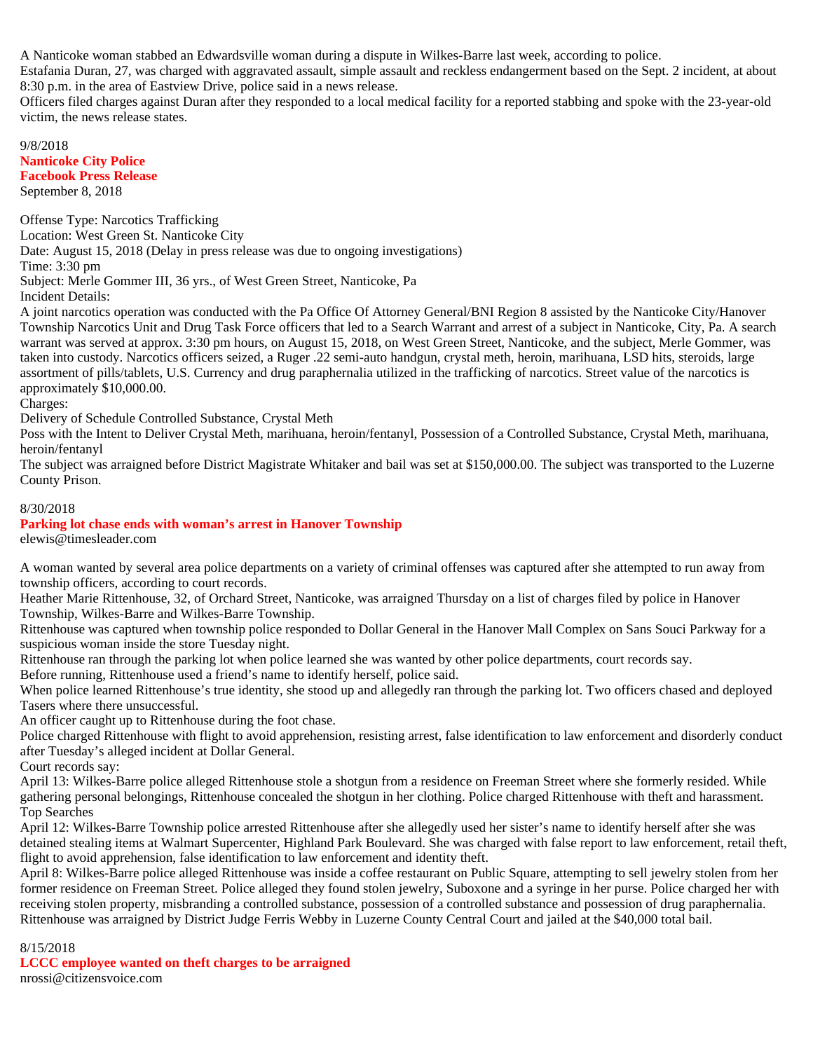A Nanticoke woman stabbed an Edwardsville woman during a dispute in Wilkes-Barre last week, according to police.
Estafania Duran, 27, was charged with aggravated assault, simple assault and reckless endangerment based on the Sept. 2 incident, at about 8:30 p.m. in the area of Eastview Drive, police said in a news release.
Officers filed charges against Duran after they responded to a local medical facility for a reported stabbing and spoke with the 23-year-old victim, the news release states.

9/8/2018
**Nanticoke City Police**
**Facebook Press Release**
September 8, 2018

Offense Type: Narcotics Trafficking
Location: West Green St. Nanticoke City
Date: August 15, 2018 (Delay in press release was due to ongoing investigations)
Time: 3:30 pm
Subject: Merle Gommer III, 36 yrs., of West Green Street, Nanticoke, Pa
Incident Details:
A joint narcotics operation was conducted with the Pa Office Of Attorney General/BNI Region 8 assisted by the Nanticoke City/Hanover Township Narcotics Unit and Drug Task Force officers that led to a Search Warrant and arrest of a subject in Nanticoke, City, Pa. A search warrant was served at approx. 3:30 pm hours, on August 15, 2018, on West Green Street, Nanticoke, and the subject, Merle Gommer, was taken into custody. Narcotics officers seized, a Ruger .22 semi-auto handgun, crystal meth, heroin, marihuana, LSD hits, steroids, large assortment of pills/tablets, U.S. Currency and drug paraphernalia utilized in the trafficking of narcotics. Street value of the narcotics is approximately $10,000.00.
Charges:
Delivery of Schedule Controlled Substance, Crystal Meth
Poss with the Intent to Deliver Crystal Meth, marihuana, heroin/fentanyl, Possession of a Controlled Substance, Crystal Meth, marihuana, heroin/fentanyl
The subject was arraigned before District Magistrate Whitaker and bail was set at $150,000.00. The subject was transported to the Luzerne County Prison.

8/30/2018
**Parking lot chase ends with woman's arrest in Hanover Township**
elewis@timesleader.com

A woman wanted by several area police departments on a variety of criminal offenses was captured after she attempted to run away from township officers, according to court records.
Heather Marie Rittenhouse, 32, of Orchard Street, Nanticoke, was arraigned Thursday on a list of charges filed by police in Hanover Township, Wilkes-Barre and Wilkes-Barre Township.
Rittenhouse was captured when township police responded to Dollar General in the Hanover Mall Complex on Sans Souci Parkway for a suspicious woman inside the store Tuesday night.
Rittenhouse ran through the parking lot when police learned she was wanted by other police departments, court records say.
Before running, Rittenhouse used a friend's name to identify herself, police said.
When police learned Rittenhouse's true identity, she stood up and allegedly ran through the parking lot. Two officers chased and deployed Tasers where there unsuccessful.
An officer caught up to Rittenhouse during the foot chase.
Police charged Rittenhouse with flight to avoid apprehension, resisting arrest, false identification to law enforcement and disorderly conduct after Tuesday's alleged incident at Dollar General.
Court records say:
April 13: Wilkes-Barre police alleged Rittenhouse stole a shotgun from a residence on Freeman Street where she formerly resided. While gathering personal belongings, Rittenhouse concealed the shotgun in her clothing. Police charged Rittenhouse with theft and harassment.
Top Searches
April 12: Wilkes-Barre Township police arrested Rittenhouse after she allegedly used her sister's name to identify herself after she was detained stealing items at Walmart Supercenter, Highland Park Boulevard. She was charged with false report to law enforcement, retail theft, flight to avoid apprehension, false identification to law enforcement and identity theft.
April 8: Wilkes-Barre police alleged Rittenhouse was inside a coffee restaurant on Public Square, attempting to sell jewelry stolen from her former residence on Freeman Street. Police alleged they found stolen jewelry, Suboxone and a syringe in her purse. Police charged her with receiving stolen property, misbranding a controlled substance, possession of a controlled substance and possession of drug paraphernalia.
Rittenhouse was arraigned by District Judge Ferris Webby in Luzerne County Central Court and jailed at the $40,000 total bail.

8/15/2018
**LCCC employee wanted on theft charges to be arraigned**
nrossi@citizensvoice.com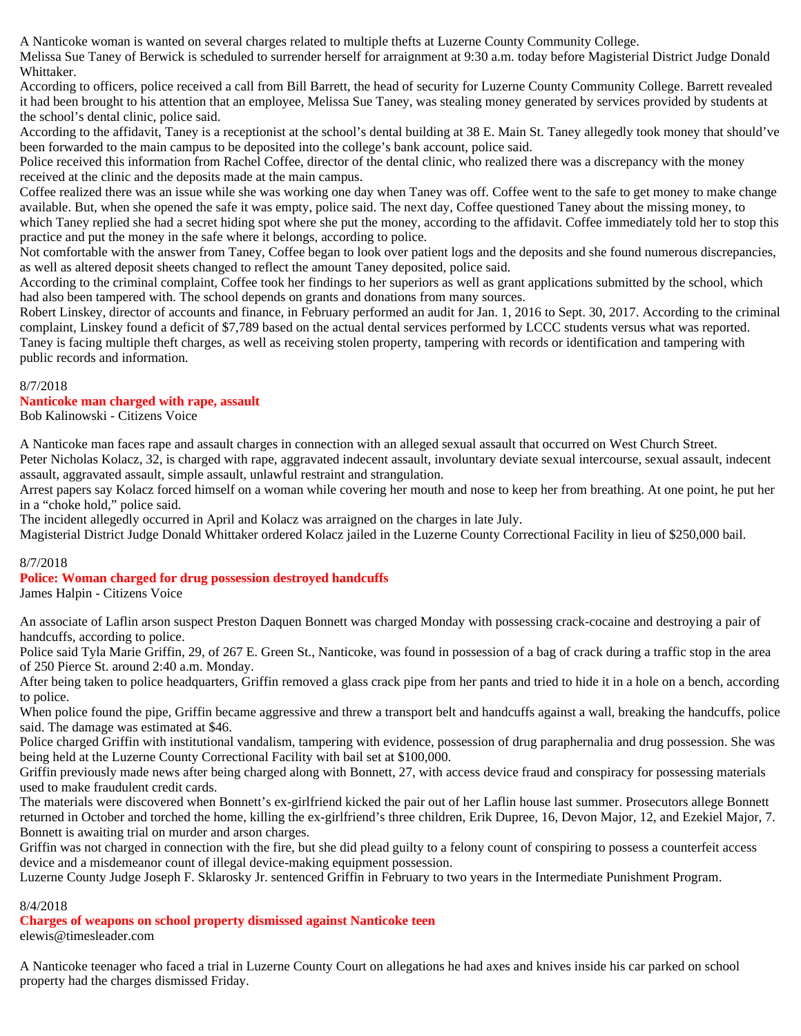A Nanticoke woman is wanted on several charges related to multiple thefts at Luzerne County Community College.

Melissa Sue Taney of Berwick is scheduled to surrender herself for arraignment at 9:30 a.m. today before Magisterial District Judge Donald Whittaker.

According to officers, police received a call from Bill Barrett, the head of security for Luzerne County Community College. Barrett revealed it had been brought to his attention that an employee, Melissa Sue Taney, was stealing money generated by services provided by students at the school's dental clinic, police said.

According to the affidavit, Taney is a receptionist at the school's dental building at 38 E. Main St. Taney allegedly took money that should've been forwarded to the main campus to be deposited into the college's bank account, police said.

Police received this information from Rachel Coffee, director of the dental clinic, who realized there was a discrepancy with the money received at the clinic and the deposits made at the main campus.

Coffee realized there was an issue while she was working one day when Taney was off. Coffee went to the safe to get money to make change available. But, when she opened the safe it was empty, police said. The next day, Coffee questioned Taney about the missing money, to which Taney replied she had a secret hiding spot where she put the money, according to the affidavit. Coffee immediately told her to stop this practice and put the money in the safe where it belongs, according to police.

Not comfortable with the answer from Taney, Coffee began to look over patient logs and the deposits and she found numerous discrepancies, as well as altered deposit sheets changed to reflect the amount Taney deposited, police said.

According to the criminal complaint, Coffee took her findings to her superiors as well as grant applications submitted by the school, which had also been tampered with. The school depends on grants and donations from many sources.

Robert Linskey, director of accounts and finance, in February performed an audit for Jan. 1, 2016 to Sept. 30, 2017. According to the criminal complaint, Linskey found a deficit of $7,789 based on the actual dental services performed by LCCC students versus what was reported.

Taney is facing multiple theft charges, as well as receiving stolen property, tampering with records or identification and tampering with public records and information.

8/7/2018

## Nanticoke man charged with rape, assault

Bob Kalinowski - Citizens Voice

A Nanticoke man faces rape and assault charges in connection with an alleged sexual assault that occurred on West Church Street.

Peter Nicholas Kolacz, 32, is charged with rape, aggravated indecent assault, involuntary deviate sexual intercourse, sexual assault, indecent assault, aggravated assault, simple assault, unlawful restraint and strangulation.

Arrest papers say Kolacz forced himself on a woman while covering her mouth and nose to keep her from breathing. At one point, he put her in a "choke hold," police said.

The incident allegedly occurred in April and Kolacz was arraigned on the charges in late July.

Magisterial District Judge Donald Whittaker ordered Kolacz jailed in the Luzerne County Correctional Facility in lieu of $250,000 bail.

8/7/2018

## Police: Woman charged for drug possession destroyed handcuffs

James Halpin - Citizens Voice

An associate of Laflin arson suspect Preston Daquen Bonnett was charged Monday with possessing crack-cocaine and destroying a pair of handcuffs, according to police.

Police said Tyla Marie Griffin, 29, of 267 E. Green St., Nanticoke, was found in possession of a bag of crack during a traffic stop in the area of 250 Pierce St. around 2:40 a.m. Monday.

After being taken to police headquarters, Griffin removed a glass crack pipe from her pants and tried to hide it in a hole on a bench, according to police.

When police found the pipe, Griffin became aggressive and threw a transport belt and handcuffs against a wall, breaking the handcuffs, police said. The damage was estimated at $46.

Police charged Griffin with institutional vandalism, tampering with evidence, possession of drug paraphernalia and drug possession. She was being held at the Luzerne County Correctional Facility with bail set at $100,000.

Griffin previously made news after being charged along with Bonnett, 27, with access device fraud and conspiracy for possessing materials used to make fraudulent credit cards.

The materials were discovered when Bonnett's ex-girlfriend kicked the pair out of her Laflin house last summer. Prosecutors allege Bonnett returned in October and torched the home, killing the ex-girlfriend's three children, Erik Dupree, 16, Devon Major, 12, and Ezekiel Major, 7. Bonnett is awaiting trial on murder and arson charges.

Griffin was not charged in connection with the fire, but she did plead guilty to a felony count of conspiring to possess a counterfeit access device and a misdemeanor count of illegal device-making equipment possession.

Luzerne County Judge Joseph F. Sklarosky Jr. sentenced Griffin in February to two years in the Intermediate Punishment Program.

8/4/2018

## Charges of weapons on school property dismissed against Nanticoke teen

elewis@timesleader.com

A Nanticoke teenager who faced a trial in Luzerne County Court on allegations he had axes and knives inside his car parked on school property had the charges dismissed Friday.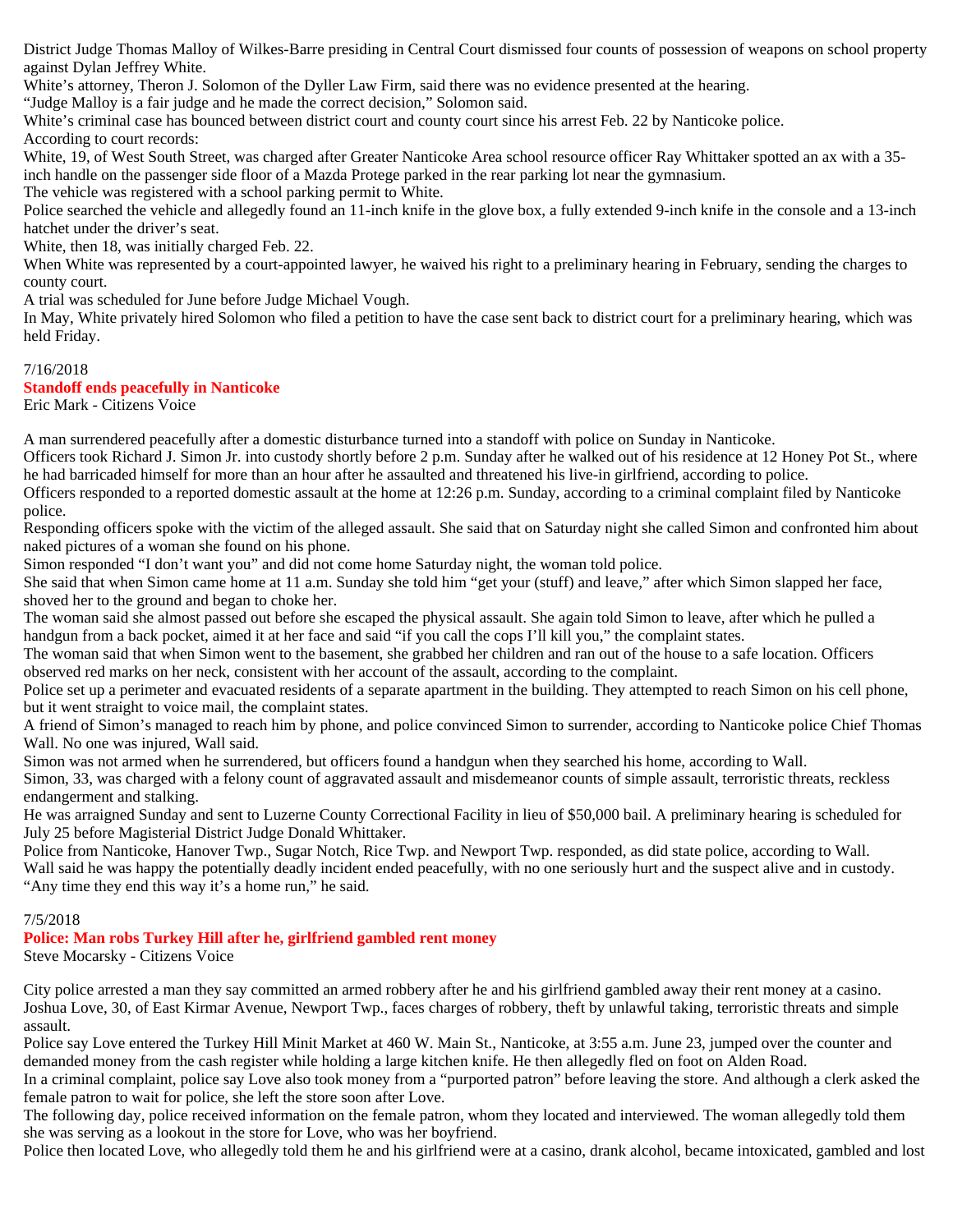District Judge Thomas Malloy of Wilkes-Barre presiding in Central Court dismissed four counts of possession of weapons on school property against Dylan Jeffrey White.

White's attorney, Theron J. Solomon of the Dyller Law Firm, said there was no evidence presented at the hearing.

"Judge Malloy is a fair judge and he made the correct decision," Solomon said.

White's criminal case has bounced between district court and county court since his arrest Feb. 22 by Nanticoke police.

According to court records:

White, 19, of West South Street, was charged after Greater Nanticoke Area school resource officer Ray Whittaker spotted an ax with a 35-inch handle on the passenger side floor of a Mazda Protege parked in the rear parking lot near the gymnasium.

The vehicle was registered with a school parking permit to White.

Police searched the vehicle and allegedly found an 11-inch knife in the glove box, a fully extended 9-inch knife in the console and a 13-inch hatchet under the driver's seat.

White, then 18, was initially charged Feb. 22.

When White was represented by a court-appointed lawyer, he waived his right to a preliminary hearing in February, sending the charges to county court.

A trial was scheduled for June before Judge Michael Vough.

In May, White privately hired Solomon who filed a petition to have the case sent back to district court for a preliminary hearing, which was held Friday.

7/16/2018

## Standoff ends peacefully in Nanticoke

Eric Mark - Citizens Voice

A man surrendered peacefully after a domestic disturbance turned into a standoff with police on Sunday in Nanticoke.

Officers took Richard J. Simon Jr. into custody shortly before 2 p.m. Sunday after he walked out of his residence at 12 Honey Pot St., where he had barricaded himself for more than an hour after he assaulted and threatened his live-in girlfriend, according to police.

Officers responded to a reported domestic assault at the home at 12:26 p.m. Sunday, according to a criminal complaint filed by Nanticoke police.

Responding officers spoke with the victim of the alleged assault. She said that on Saturday night she called Simon and confronted him about naked pictures of a woman she found on his phone.

Simon responded "I don't want you" and did not come home Saturday night, the woman told police.

She said that when Simon came home at 11 a.m. Sunday she told him "get your (stuff) and leave," after which Simon slapped her face, shoved her to the ground and began to choke her.

The woman said she almost passed out before she escaped the physical assault. She again told Simon to leave, after which he pulled a handgun from a back pocket, aimed it at her face and said "if you call the cops I'll kill you," the complaint states.

The woman said that when Simon went to the basement, she grabbed her children and ran out of the house to a safe location. Officers observed red marks on her neck, consistent with her account of the assault, according to the complaint.

Police set up a perimeter and evacuated residents of a separate apartment in the building. They attempted to reach Simon on his cell phone, but it went straight to voice mail, the complaint states.

A friend of Simon's managed to reach him by phone, and police convinced Simon to surrender, according to Nanticoke police Chief Thomas Wall. No one was injured, Wall said.

Simon was not armed when he surrendered, but officers found a handgun when they searched his home, according to Wall.

Simon, 33, was charged with a felony count of aggravated assault and misdemeanor counts of simple assault, terroristic threats, reckless endangerment and stalking.

He was arraigned Sunday and sent to Luzerne County Correctional Facility in lieu of $50,000 bail. A preliminary hearing is scheduled for July 25 before Magisterial District Judge Donald Whittaker.

Police from Nanticoke, Hanover Twp., Sugar Notch, Rice Twp. and Newport Twp. responded, as did state police, according to Wall.

Wall said he was happy the potentially deadly incident ended peacefully, with no one seriously hurt and the suspect alive and in custody.

"Any time they end this way it's a home run," he said.

7/5/2018

## Police: Man robs Turkey Hill after he, girlfriend gambled rent money

Steve Mocarsky - Citizens Voice

City police arrested a man they say committed an armed robbery after he and his girlfriend gambled away their rent money at a casino.

Joshua Love, 30, of East Kirmar Avenue, Newport Twp., faces charges of robbery, theft by unlawful taking, terroristic threats and simple assault.

Police say Love entered the Turkey Hill Minit Market at 460 W. Main St., Nanticoke, at 3:55 a.m. June 23, jumped over the counter and demanded money from the cash register while holding a large kitchen knife. He then allegedly fled on foot on Alden Road.

In a criminal complaint, police say Love also took money from a "purported patron" before leaving the store. And although a clerk asked the female patron to wait for police, she left the store soon after Love.

The following day, police received information on the female patron, whom they located and interviewed. The woman allegedly told them she was serving as a lookout in the store for Love, who was her boyfriend.

Police then located Love, who allegedly told them he and his girlfriend were at a casino, drank alcohol, became intoxicated, gambled and lost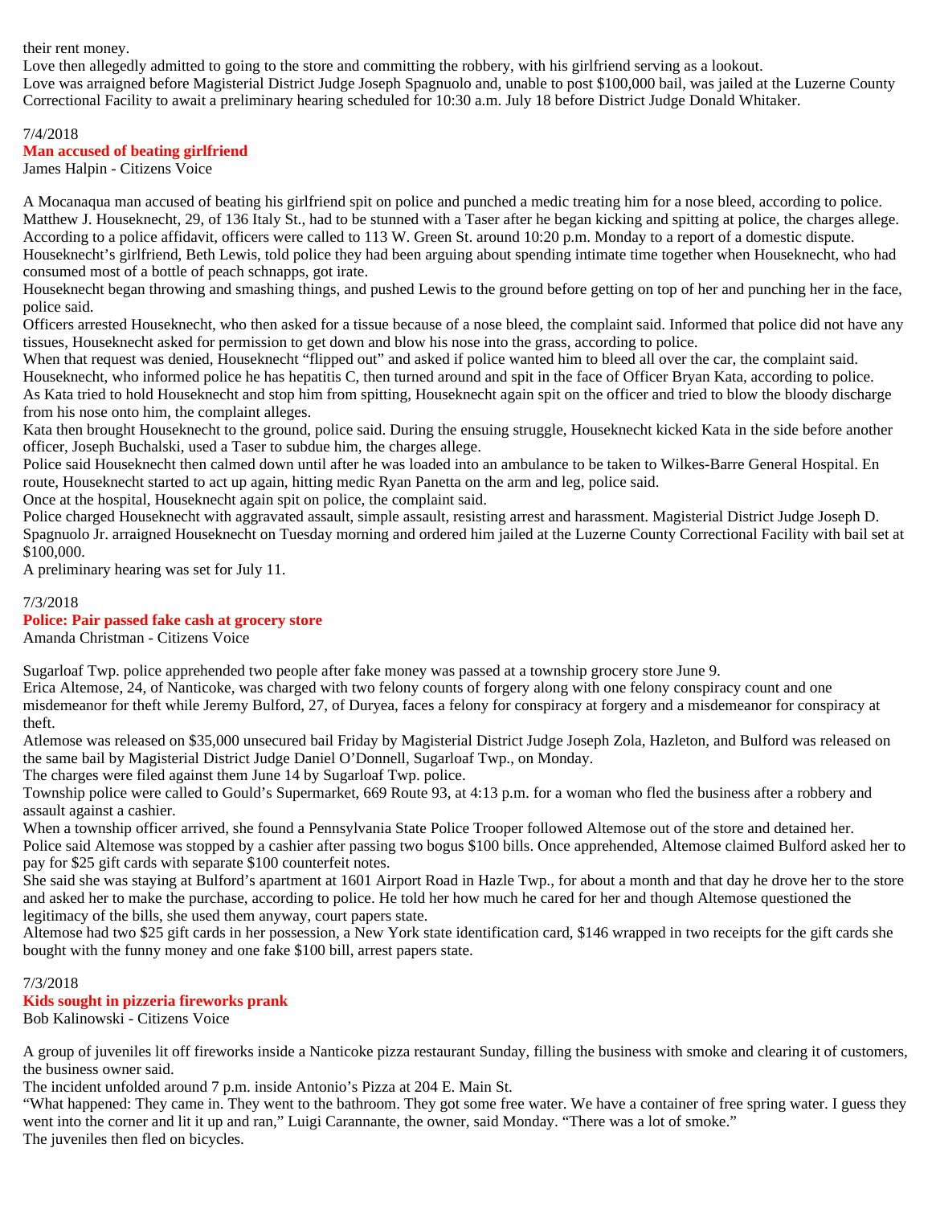their rent money.

Love then allegedly admitted to going to the store and committing the robbery, with his girlfriend serving as a lookout.

Love was arraigned before Magisterial District Judge Joseph Spagnuolo and, unable to post $100,000 bail, was jailed at the Luzerne County Correctional Facility to await a preliminary hearing scheduled for 10:30 a.m. July 18 before District Judge Donald Whitaker.

7/4/2018

## Man accused of beating girlfriend

James Halpin - Citizens Voice

A Mocanaqua man accused of beating his girlfriend spit on police and punched a medic treating him for a nose bleed, according to police.

Matthew J. Houseknecht, 29, of 136 Italy St., had to be stunned with a Taser after he began kicking and spitting at police, the charges allege.

According to a police affidavit, officers were called to 113 W. Green St. around 10:20 p.m. Monday to a report of a domestic dispute.

Houseknecht's girlfriend, Beth Lewis, told police they had been arguing about spending intimate time together when Houseknecht, who had consumed most of a bottle of peach schnapps, got irate.

Houseknecht began throwing and smashing things, and pushed Lewis to the ground before getting on top of her and punching her in the face, police said.

Officers arrested Houseknecht, who then asked for a tissue because of a nose bleed, the complaint said. Informed that police did not have any tissues, Houseknecht asked for permission to get down and blow his nose into the grass, according to police.

When that request was denied, Houseknecht "flipped out" and asked if police wanted him to bleed all over the car, the complaint said.

Houseknecht, who informed police he has hepatitis C, then turned around and spit in the face of Officer Bryan Kata, according to police.

As Kata tried to hold Houseknecht and stop him from spitting, Houseknecht again spit on the officer and tried to blow the bloody discharge from his nose onto him, the complaint alleges.

Kata then brought Houseknecht to the ground, police said. During the ensuing struggle, Houseknecht kicked Kata in the side before another officer, Joseph Buchalski, used a Taser to subdue him, the charges allege.

Police said Houseknecht then calmed down until after he was loaded into an ambulance to be taken to Wilkes-Barre General Hospital. En route, Houseknecht started to act up again, hitting medic Ryan Panetta on the arm and leg, police said.

Once at the hospital, Houseknecht again spit on police, the complaint said.

Police charged Houseknecht with aggravated assault, simple assault, resisting arrest and harassment. Magisterial District Judge Joseph D. Spagnuolo Jr. arraigned Houseknecht on Tuesday morning and ordered him jailed at the Luzerne County Correctional Facility with bail set at $100,000.

A preliminary hearing was set for July 11.

7/3/2018

## Police: Pair passed fake cash at grocery store

Amanda Christman - Citizens Voice

Sugarloaf Twp. police apprehended two people after fake money was passed at a township grocery store June 9.

Erica Altemose, 24, of Nanticoke, was charged with two felony counts of forgery along with one felony conspiracy count and one misdemeanor for theft while Jeremy Bulford, 27, of Duryea, faces a felony for conspiracy at forgery and a misdemeanor for conspiracy at theft.

Atlemose was released on $35,000 unsecured bail Friday by Magisterial District Judge Joseph Zola, Hazleton, and Bulford was released on the same bail by Magisterial District Judge Daniel O'Donnell, Sugarloaf Twp., on Monday.

The charges were filed against them June 14 by Sugarloaf Twp. police.

Township police were called to Gould's Supermarket, 669 Route 93, at 4:13 p.m. for a woman who fled the business after a robbery and assault against a cashier.

When a township officer arrived, she found a Pennsylvania State Police Trooper followed Altemose out of the store and detained her.

Police said Altemose was stopped by a cashier after passing two bogus $100 bills. Once apprehended, Altemose claimed Bulford asked her to pay for $25 gift cards with separate $100 counterfeit notes.

She said she was staying at Bulford's apartment at 1601 Airport Road in Hazle Twp., for about a month and that day he drove her to the store and asked her to make the purchase, according to police. He told her how much he cared for her and though Altemose questioned the legitimacy of the bills, she used them anyway, court papers state.

Altemose had two $25 gift cards in her possession, a New York state identification card, $146 wrapped in two receipts for the gift cards she bought with the funny money and one fake $100 bill, arrest papers state.

7/3/2018

## Kids sought in pizzeria fireworks prank

Bob Kalinowski - Citizens Voice

A group of juveniles lit off fireworks inside a Nanticoke pizza restaurant Sunday, filling the business with smoke and clearing it of customers, the business owner said.

The incident unfolded around 7 p.m. inside Antonio's Pizza at 204 E. Main St.

"What happened: They came in. They went to the bathroom. They got some free water. We have a container of free spring water. I guess they went into the corner and lit it up and ran," Luigi Carannante, the owner, said Monday. "There was a lot of smoke."

The juveniles then fled on bicycles.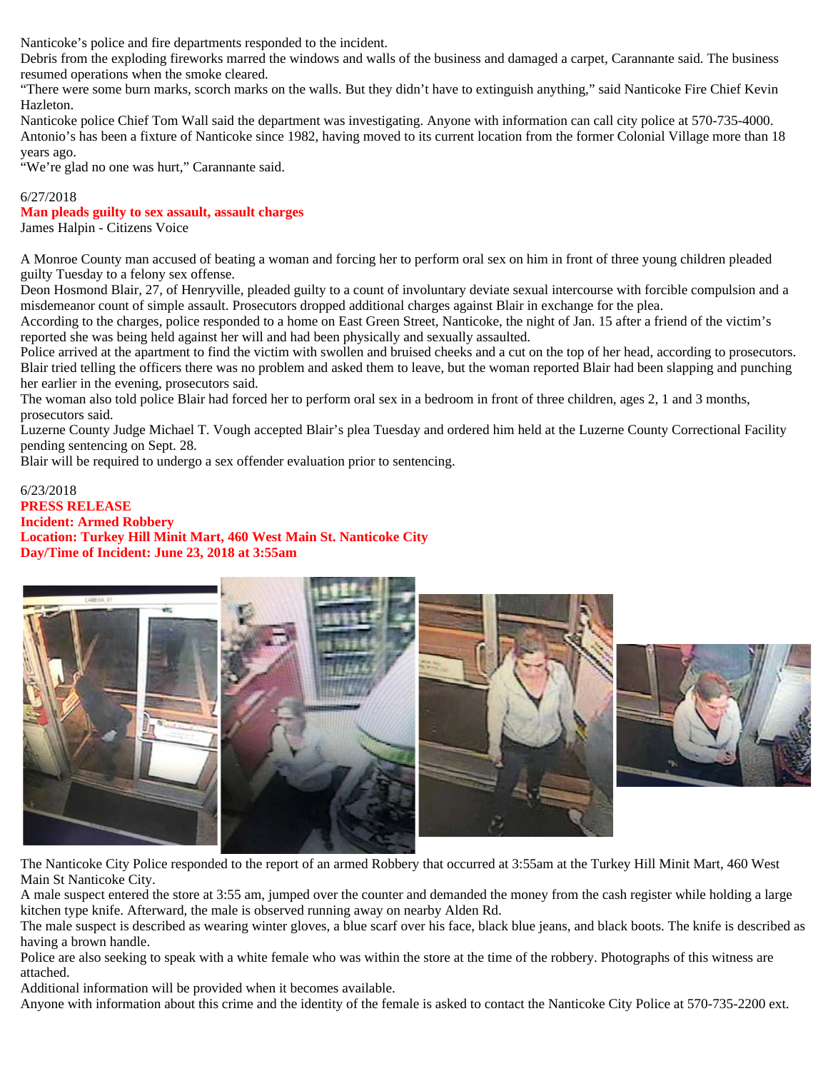Nanticoke's police and fire departments responded to the incident.

Debris from the exploding fireworks marred the windows and walls of the business and damaged a carpet, Carannante said. The business resumed operations when the smoke cleared.

"There were some burn marks, scorch marks on the walls. But they didn't have to extinguish anything," said Nanticoke Fire Chief Kevin Hazleton.

Nanticoke police Chief Tom Wall said the department was investigating. Anyone with information can call city police at 570-735-4000.

Antonio's has been a fixture of Nanticoke since 1982, having moved to its current location from the former Colonial Village more than 18 years ago.

"We're glad no one was hurt," Carannante said.

6/27/2018

**Man pleads guilty to sex assault, assault charges**

James Halpin - Citizens Voice

A Monroe County man accused of beating a woman and forcing her to perform oral sex on him in front of three young children pleaded guilty Tuesday to a felony sex offense.

Deon Hosmond Blair, 27, of Henryville, pleaded guilty to a count of involuntary deviate sexual intercourse with forcible compulsion and a misdemeanor count of simple assault. Prosecutors dropped additional charges against Blair in exchange for the plea.

According to the charges, police responded to a home on East Green Street, Nanticoke, the night of Jan. 15 after a friend of the victim's reported she was being held against her will and had been physically and sexually assaulted.

Police arrived at the apartment to find the victim with swollen and bruised cheeks and a cut on the top of her head, according to prosecutors. Blair tried telling the officers there was no problem and asked them to leave, but the woman reported Blair had been slapping and punching her earlier in the evening, prosecutors said.

The woman also told police Blair had forced her to perform oral sex in a bedroom in front of three children, ages 2, 1 and 3 months, prosecutors said.

Luzerne County Judge Michael T. Vough accepted Blair's plea Tuesday and ordered him held at the Luzerne County Correctional Facility pending sentencing on Sept. 28.

Blair will be required to undergo a sex offender evaluation prior to sentencing.

6/23/2018

**PRESS RELEASE**
**Incident: Armed Robbery**
**Location: Turkey Hill Minit Mart, 460 West Main St. Nanticoke City**
**Day/Time of Incident: June 23, 2018 at 3:55am**

The Nanticoke City Police responded to the report of an armed Robbery that occurred at 3:55am at the Turkey Hill Minit Mart, 460 West Main St Nanticoke City.

A male suspect entered the store at 3:55 am, jumped over the counter and demanded the money from the cash register while holding a large kitchen type knife. Afterward, the male is observed running away on nearby Alden Rd.

The male suspect is described as wearing winter gloves, a blue scarf over his face, black blue jeans, and black boots. The knife is described as having a brown handle.

Police are also seeking to speak with a white female who was within the store at the time of the robbery. Photographs of this witness are attached.

Additional information will be provided when it becomes available.

Anyone with information about this crime and the identity of the female is asked to contact the Nanticoke City Police at 570-735-2200 ext.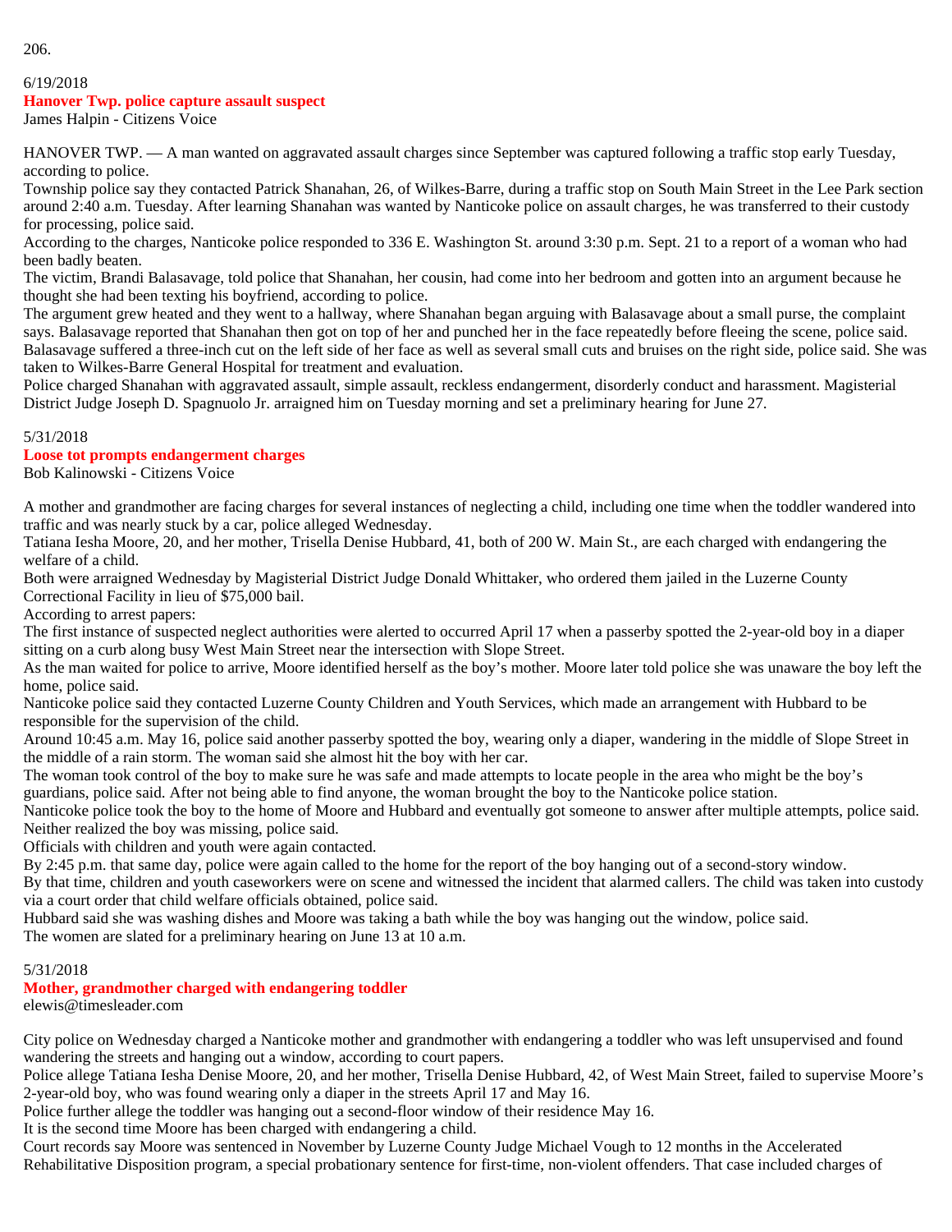206.

6/19/2018

**Hanover Twp. police capture assault suspect**

James Halpin - Citizens Voice

HANOVER TWP. — A man wanted on aggravated assault charges since September was captured following a traffic stop early Tuesday, according to police.

Township police say they contacted Patrick Shanahan, 26, of Wilkes-Barre, during a traffic stop on South Main Street in the Lee Park section around 2:40 a.m. Tuesday. After learning Shanahan was wanted by Nanticoke police on assault charges, he was transferred to their custody for processing, police said.

According to the charges, Nanticoke police responded to 336 E. Washington St. around 3:30 p.m. Sept. 21 to a report of a woman who had been badly beaten.

The victim, Brandi Balasavage, told police that Shanahan, her cousin, had come into her bedroom and gotten into an argument because he thought she had been texting his boyfriend, according to police.

The argument grew heated and they went to a hallway, where Shanahan began arguing with Balasavage about a small purse, the complaint says. Balasavage reported that Shanahan then got on top of her and punched her in the face repeatedly before fleeing the scene, police said.

Balasavage suffered a three-inch cut on the left side of her face as well as several small cuts and bruises on the right side, police said. She was taken to Wilkes-Barre General Hospital for treatment and evaluation.

Police charged Shanahan with aggravated assault, simple assault, reckless endangerment, disorderly conduct and harassment. Magisterial District Judge Joseph D. Spagnuolo Jr. arraigned him on Tuesday morning and set a preliminary hearing for June 27.

5/31/2018

**Loose tot prompts endangerment charges**

Bob Kalinowski - Citizens Voice

A mother and grandmother are facing charges for several instances of neglecting a child, including one time when the toddler wandered into traffic and was nearly stuck by a car, police alleged Wednesday.

Tatiana Iesha Moore, 20, and her mother, Trisella Denise Hubbard, 41, both of 200 W. Main St., are each charged with endangering the welfare of a child.

Both were arraigned Wednesday by Magisterial District Judge Donald Whittaker, who ordered them jailed in the Luzerne County Correctional Facility in lieu of $75,000 bail.

According to arrest papers:

The first instance of suspected neglect authorities were alerted to occurred April 17 when a passerby spotted the 2-year-old boy in a diaper sitting on a curb along busy West Main Street near the intersection with Slope Street.

As the man waited for police to arrive, Moore identified herself as the boy's mother. Moore later told police she was unaware the boy left the home, police said.

Nanticoke police said they contacted Luzerne County Children and Youth Services, which made an arrangement with Hubbard to be responsible for the supervision of the child.

Around 10:45 a.m. May 16, police said another passerby spotted the boy, wearing only a diaper, wandering in the middle of Slope Street in the middle of a rain storm. The woman said she almost hit the boy with her car.

The woman took control of the boy to make sure he was safe and made attempts to locate people in the area who might be the boy's guardians, police said. After not being able to find anyone, the woman brought the boy to the Nanticoke police station.

Nanticoke police took the boy to the home of Moore and Hubbard and eventually got someone to answer after multiple attempts, police said. Neither realized the boy was missing, police said.

Officials with children and youth were again contacted.

By 2:45 p.m. that same day, police were again called to the home for the report of the boy hanging out of a second-story window.

By that time, children and youth caseworkers were on scene and witnessed the incident that alarmed callers. The child was taken into custody via a court order that child welfare officials obtained, police said.

Hubbard said she was washing dishes and Moore was taking a bath while the boy was hanging out the window, police said.

The women are slated for a preliminary hearing on June 13 at 10 a.m.

5/31/2018

**Mother, grandmother charged with endangering toddler**

elewis@timesleader.com

City police on Wednesday charged a Nanticoke mother and grandmother with endangering a toddler who was left unsupervised and found wandering the streets and hanging out a window, according to court papers.

Police allege Tatiana Iesha Denise Moore, 20, and her mother, Trisella Denise Hubbard, 42, of West Main Street, failed to supervise Moore's 2-year-old boy, who was found wearing only a diaper in the streets April 17 and May 16.

Police further allege the toddler was hanging out a second-floor window of their residence May 16.

It is the second time Moore has been charged with endangering a child.

Court records say Moore was sentenced in November by Luzerne County Judge Michael Vough to 12 months in the Accelerated Rehabilitative Disposition program, a special probationary sentence for first-time, non-violent offenders. That case included charges of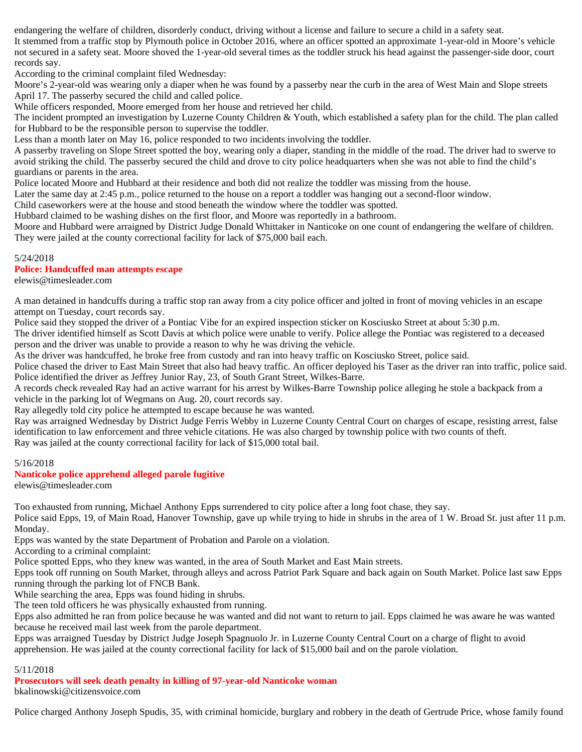endangering the welfare of children, disorderly conduct, driving without a license and failure to secure a child in a safety seat.

It stemmed from a traffic stop by Plymouth police in October 2016, where an officer spotted an approximate 1-year-old in Moore's vehicle not secured in a safety seat. Moore shoved the 1-year-old several times as the toddler struck his head against the passenger-side door, court records say.

According to the criminal complaint filed Wednesday:

Moore's 2-year-old was wearing only a diaper when he was found by a passerby near the curb in the area of West Main and Slope streets April 17. The passerby secured the child and called police.

While officers responded, Moore emerged from her house and retrieved her child.

The incident prompted an investigation by Luzerne County Children & Youth, which established a safety plan for the child. The plan called for Hubbard to be the responsible person to supervise the toddler.

Less than a month later on May 16, police responded to two incidents involving the toddler.

A passerby traveling on Slope Street spotted the boy, wearing only a diaper, standing in the middle of the road. The driver had to swerve to avoid striking the child. The passerby secured the child and drove to city police headquarters when she was not able to find the child's guardians or parents in the area.

Police located Moore and Hubbard at their residence and both did not realize the toddler was missing from the house.

Later the same day at 2:45 p.m., police returned to the house on a report a toddler was hanging out a second-floor window.

Child caseworkers were at the house and stood beneath the window where the toddler was spotted.

Hubbard claimed to be washing dishes on the first floor, and Moore was reportedly in a bathroom.

Moore and Hubbard were arraigned by District Judge Donald Whittaker in Nanticoke on one count of endangering the welfare of children. They were jailed at the county correctional facility for lack of $75,000 bail each.

5/24/2018

## Police: Handcuffed man attempts escape

elewis@timesleader.com

A man detained in handcuffs during a traffic stop ran away from a city police officer and jolted in front of moving vehicles in an escape attempt on Tuesday, court records say.

Police said they stopped the driver of a Pontiac Vibe for an expired inspection sticker on Kosciusko Street at about 5:30 p.m.

The driver identified himself as Scott Davis at which police were unable to verify. Police allege the Pontiac was registered to a deceased person and the driver was unable to provide a reason to why he was driving the vehicle.

As the driver was handcuffed, he broke free from custody and ran into heavy traffic on Kosciusko Street, police said.

Police chased the driver to East Main Street that also had heavy traffic. An officer deployed his Taser as the driver ran into traffic, police said.

Police identified the driver as Jeffrey Junior Ray, 23, of South Grant Street, Wilkes-Barre.

A records check revealed Ray had an active warrant for his arrest by Wilkes-Barre Township police alleging he stole a backpack from a vehicle in the parking lot of Wegmans on Aug. 20, court records say.

Ray allegedly told city police he attempted to escape because he was wanted.

Ray was arraigned Wednesday by District Judge Ferris Webby in Luzerne County Central Court on charges of escape, resisting arrest, false identification to law enforcement and three vehicle citations. He was also charged by township police with two counts of theft.

Ray was jailed at the county correctional facility for lack of $15,000 total bail.

5/16/2018

## Nanticoke police apprehend alleged parole fugitive

elewis@timesleader.com

Too exhausted from running, Michael Anthony Epps surrendered to city police after a long foot chase, they say.

Police said Epps, 19, of Main Road, Hanover Township, gave up while trying to hide in shrubs in the area of 1 W. Broad St. just after 11 p.m. Monday.

Epps was wanted by the state Department of Probation and Parole on a violation.

According to a criminal complaint:

Police spotted Epps, who they knew was wanted, in the area of South Market and East Main streets.

Epps took off running on South Market, through alleys and across Patriot Park Square and back again on South Market. Police last saw Epps running through the parking lot of FNCB Bank.

While searching the area, Epps was found hiding in shrubs.

The teen told officers he was physically exhausted from running.

Epps also admitted he ran from police because he was wanted and did not want to return to jail. Epps claimed he was aware he was wanted because he received mail last week from the parole department.

Epps was arraigned Tuesday by District Judge Joseph Spagnuolo Jr. in Luzerne County Central Court on a charge of flight to avoid apprehension. He was jailed at the county correctional facility for lack of $15,000 bail and on the parole violation.

5/11/2018

## Prosecutors will seek death penalty in killing of 97-year-old Nanticoke woman

bkalinowski@citizensvoice.com

Police charged Anthony Joseph Spudis, 35, with criminal homicide, burglary and robbery in the death of Gertrude Price, whose family found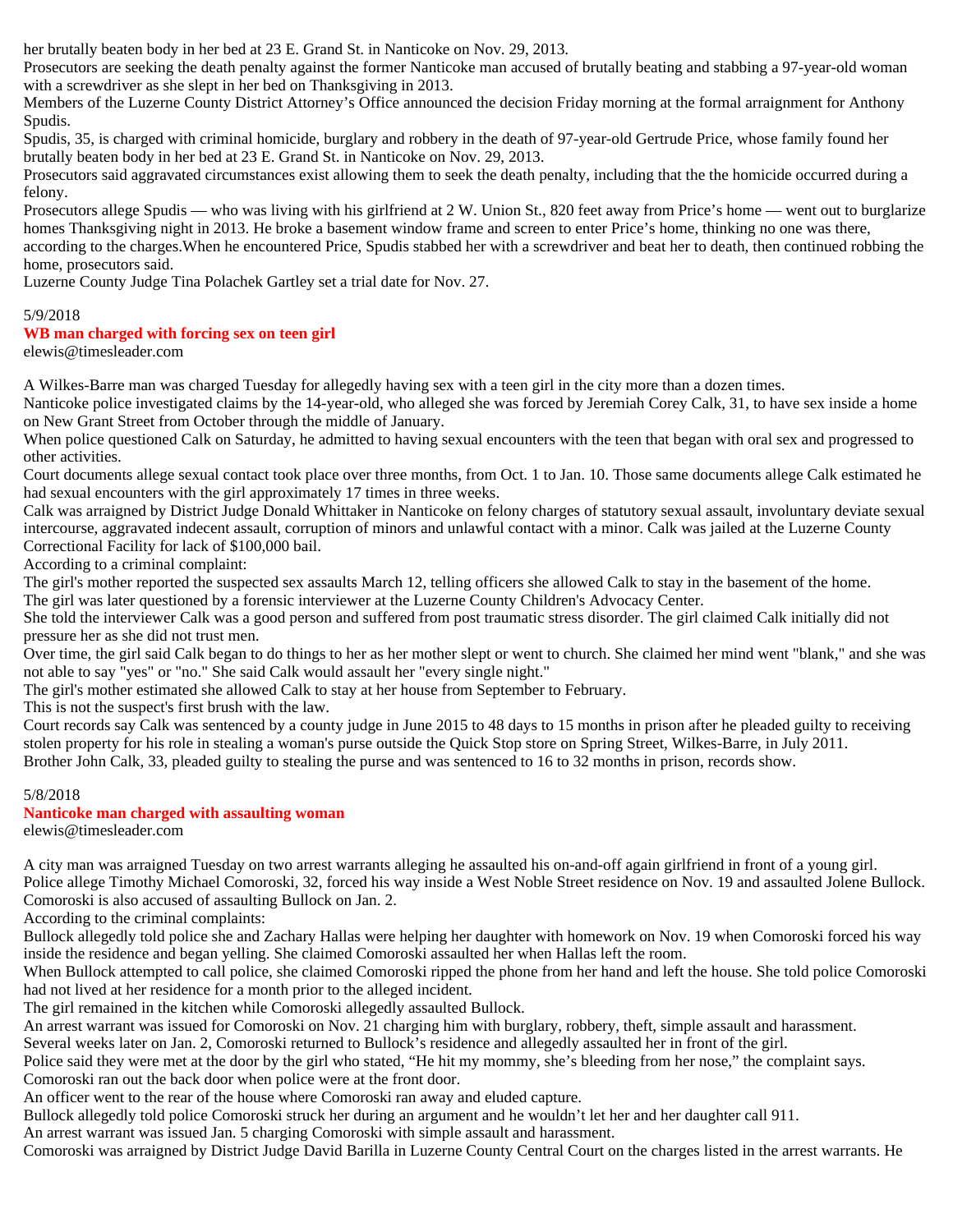her brutally beaten body in her bed at 23 E. Grand St. in Nanticoke on Nov. 29, 2013.

Prosecutors are seeking the death penalty against the former Nanticoke man accused of brutally beating and stabbing a 97-year-old woman with a screwdriver as she slept in her bed on Thanksgiving in 2013.

Members of the Luzerne County District Attorney's Office announced the decision Friday morning at the formal arraignment for Anthony Spudis.

Spudis, 35, is charged with criminal homicide, burglary and robbery in the death of 97-year-old Gertrude Price, whose family found her brutally beaten body in her bed at 23 E. Grand St. in Nanticoke on Nov. 29, 2013.

Prosecutors said aggravated circumstances exist allowing them to seek the death penalty, including that the the homicide occurred during a felony.

Prosecutors allege Spudis — who was living with his girlfriend at 2 W. Union St., 820 feet away from Price's home — went out to burglarize homes Thanksgiving night in 2013. He broke a basement window frame and screen to enter Price's home, thinking no one was there, according to the charges.When he encountered Price, Spudis stabbed her with a screwdriver and beat her to death, then continued robbing the home, prosecutors said.

Luzerne County Judge Tina Polachek Gartley set a trial date for Nov. 27.

5/9/2018

**WB man charged with forcing sex on teen girl**

elewis@timesleader.com

A Wilkes-Barre man was charged Tuesday for allegedly having sex with a teen girl in the city more than a dozen times.

Nanticoke police investigated claims by the 14-year-old, who alleged she was forced by Jeremiah Corey Calk, 31, to have sex inside a home on New Grant Street from October through the middle of January.

When police questioned Calk on Saturday, he admitted to having sexual encounters with the teen that began with oral sex and progressed to other activities.

Court documents allege sexual contact took place over three months, from Oct. 1 to Jan. 10. Those same documents allege Calk estimated he had sexual encounters with the girl approximately 17 times in three weeks.

Calk was arraigned by District Judge Donald Whittaker in Nanticoke on felony charges of statutory sexual assault, involuntary deviate sexual intercourse, aggravated indecent assault, corruption of minors and unlawful contact with a minor. Calk was jailed at the Luzerne County Correctional Facility for lack of $100,000 bail.

According to a criminal complaint:

The girl's mother reported the suspected sex assaults March 12, telling officers she allowed Calk to stay in the basement of the home.

The girl was later questioned by a forensic interviewer at the Luzerne County Children's Advocacy Center.

She told the interviewer Calk was a good person and suffered from post traumatic stress disorder. The girl claimed Calk initially did not pressure her as she did not trust men.

Over time, the girl said Calk began to do things to her as her mother slept or went to church. She claimed her mind went "blank," and she was not able to say "yes" or "no." She said Calk would assault her "every single night."

The girl's mother estimated she allowed Calk to stay at her house from September to February.

This is not the suspect's first brush with the law.

Court records say Calk was sentenced by a county judge in June 2015 to 48 days to 15 months in prison after he pleaded guilty to receiving stolen property for his role in stealing a woman's purse outside the Quick Stop store on Spring Street, Wilkes-Barre, in July 2011.

Brother John Calk, 33, pleaded guilty to stealing the purse and was sentenced to 16 to 32 months in prison, records show.

5/8/2018

**Nanticoke man charged with assaulting woman**

elewis@timesleader.com

A city man was arraigned Tuesday on two arrest warrants alleging he assaulted his on-and-off again girlfriend in front of a young girl.

Police allege Timothy Michael Comoroski, 32, forced his way inside a West Noble Street residence on Nov. 19 and assaulted Jolene Bullock. Comoroski is also accused of assaulting Bullock on Jan. 2.

According to the criminal complaints:

Bullock allegedly told police she and Zachary Hallas were helping her daughter with homework on Nov. 19 when Comoroski forced his way inside the residence and began yelling. She claimed Comoroski assaulted her when Hallas left the room.

When Bullock attempted to call police, she claimed Comoroski ripped the phone from her hand and left the house. She told police Comoroski had not lived at her residence for a month prior to the alleged incident.

The girl remained in the kitchen while Comoroski allegedly assaulted Bullock.

An arrest warrant was issued for Comoroski on Nov. 21 charging him with burglary, robbery, theft, simple assault and harassment.

Several weeks later on Jan. 2, Comoroski returned to Bullock's residence and allegedly assaulted her in front of the girl.

Police said they were met at the door by the girl who stated, "He hit my mommy, she's bleeding from her nose," the complaint says.

Comoroski ran out the back door when police were at the front door.

An officer went to the rear of the house where Comoroski ran away and eluded capture.

Bullock allegedly told police Comoroski struck her during an argument and he wouldn't let her and her daughter call 911.

An arrest warrant was issued Jan. 5 charging Comoroski with simple assault and harassment.

Comoroski was arraigned by District Judge David Barilla in Luzerne County Central Court on the charges listed in the arrest warrants. He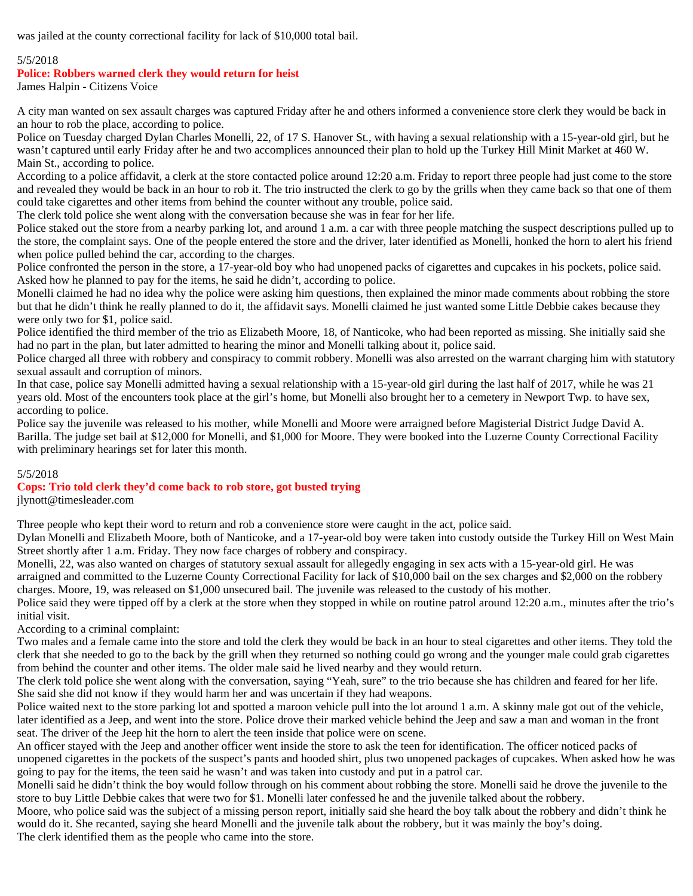was jailed at the county correctional facility for lack of $10,000 total bail.

5/5/2018

## Police: Robbers warned clerk they would return for heist

James Halpin - Citizens Voice

A city man wanted on sex assault charges was captured Friday after he and others informed a convenience store clerk they would be back in an hour to rob the place, according to police.

Police on Tuesday charged Dylan Charles Monelli, 22, of 17 S. Hanover St., with having a sexual relationship with a 15-year-old girl, but he wasn't captured until early Friday after he and two accomplices announced their plan to hold up the Turkey Hill Minit Market at 460 W. Main St., according to police.

According to a police affidavit, a clerk at the store contacted police around 12:20 a.m. Friday to report three people had just come to the store and revealed they would be back in an hour to rob it. The trio instructed the clerk to go by the grills when they came back so that one of them could take cigarettes and other items from behind the counter without any trouble, police said.

The clerk told police she went along with the conversation because she was in fear for her life.

Police staked out the store from a nearby parking lot, and around 1 a.m. a car with three people matching the suspect descriptions pulled up to the store, the complaint says. One of the people entered the store and the driver, later identified as Monelli, honked the horn to alert his friend when police pulled behind the car, according to the charges.

Police confronted the person in the store, a 17-year-old boy who had unopened packs of cigarettes and cupcakes in his pockets, police said. Asked how he planned to pay for the items, he said he didn't, according to police.

Monelli claimed he had no idea why the police were asking him questions, then explained the minor made comments about robbing the store but that he didn't think he really planned to do it, the affidavit says. Monelli claimed he just wanted some Little Debbie cakes because they were only two for $1, police said.

Police identified the third member of the trio as Elizabeth Moore, 18, of Nanticoke, who had been reported as missing. She initially said she had no part in the plan, but later admitted to hearing the minor and Monelli talking about it, police said.

Police charged all three with robbery and conspiracy to commit robbery. Monelli was also arrested on the warrant charging him with statutory sexual assault and corruption of minors.

In that case, police say Monelli admitted having a sexual relationship with a 15-year-old girl during the last half of 2017, while he was 21 years old. Most of the encounters took place at the girl's home, but Monelli also brought her to a cemetery in Newport Twp. to have sex, according to police.

Police say the juvenile was released to his mother, while Monelli and Moore were arraigned before Magisterial District Judge David A. Barilla. The judge set bail at $12,000 for Monelli, and $1,000 for Moore. They were booked into the Luzerne County Correctional Facility with preliminary hearings set for later this month.

5/5/2018

## Cops: Trio told clerk they'd come back to rob store, got busted trying

jlynott@timesleader.com

Three people who kept their word to return and rob a convenience store were caught in the act, police said.

Dylan Monelli and Elizabeth Moore, both of Nanticoke, and a 17-year-old boy were taken into custody outside the Turkey Hill on West Main Street shortly after 1 a.m. Friday. They now face charges of robbery and conspiracy.

Monelli, 22, was also wanted on charges of statutory sexual assault for allegedly engaging in sex acts with a 15-year-old girl. He was arraigned and committed to the Luzerne County Correctional Facility for lack of $10,000 bail on the sex charges and $2,000 on the robbery charges. Moore, 19, was released on $1,000 unsecured bail. The juvenile was released to the custody of his mother.

Police said they were tipped off by a clerk at the store when they stopped in while on routine patrol around 12:20 a.m., minutes after the trio's initial visit.

According to a criminal complaint:

Two males and a female came into the store and told the clerk they would be back in an hour to steal cigarettes and other items. They told the clerk that she needed to go to the back by the grill when they returned so nothing could go wrong and the younger male could grab cigarettes from behind the counter and other items. The older male said he lived nearby and they would return.

The clerk told police she went along with the conversation, saying "Yeah, sure" to the trio because she has children and feared for her life. She said she did not know if they would harm her and was uncertain if they had weapons.

Police waited next to the store parking lot and spotted a maroon vehicle pull into the lot around 1 a.m. A skinny male got out of the vehicle, later identified as a Jeep, and went into the store. Police drove their marked vehicle behind the Jeep and saw a man and woman in the front seat. The driver of the Jeep hit the horn to alert the teen inside that police were on scene.

An officer stayed with the Jeep and another officer went inside the store to ask the teen for identification. The officer noticed packs of unopened cigarettes in the pockets of the suspect's pants and hooded shirt, plus two unopened packages of cupcakes. When asked how he was going to pay for the items, the teen said he wasn't and was taken into custody and put in a patrol car.

Monelli said he didn't think the boy would follow through on his comment about robbing the store. Monelli said he drove the juvenile to the store to buy Little Debbie cakes that were two for $1. Monelli later confessed he and the juvenile talked about the robbery.

Moore, who police said was the subject of a missing person report, initially said she heard the boy talk about the robbery and didn't think he would do it. She recanted, saying she heard Monelli and the juvenile talk about the robbery, but it was mainly the boy's doing.

The clerk identified them as the people who came into the store.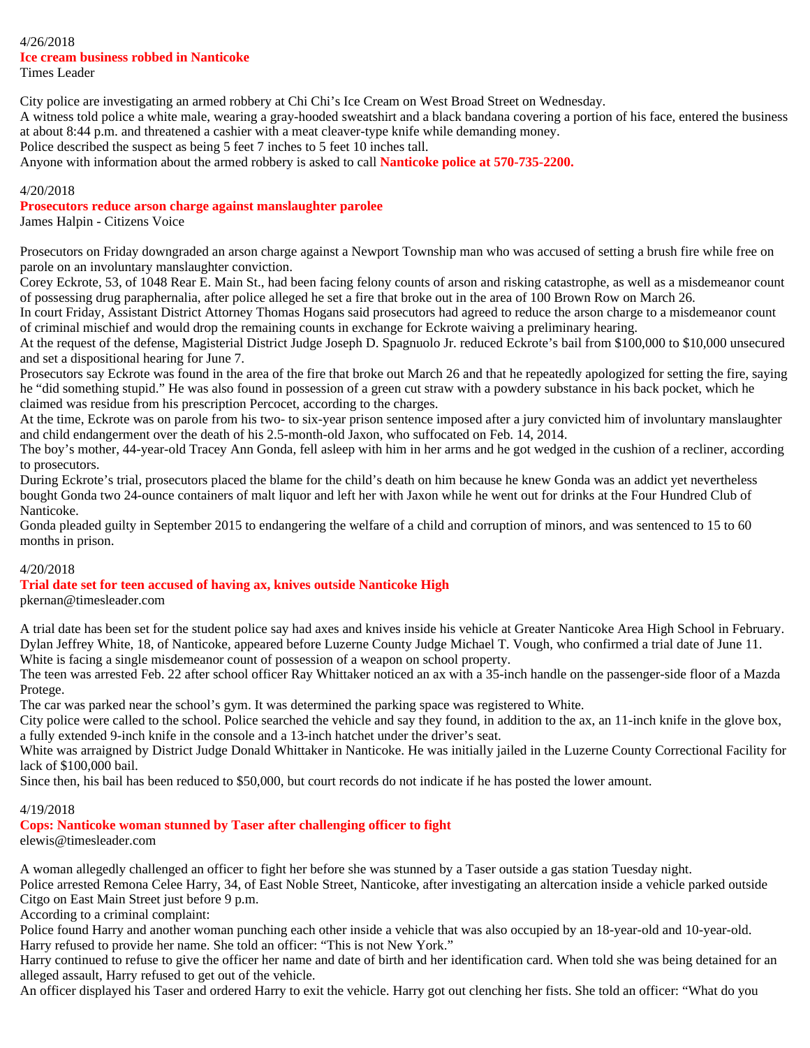4/26/2018

**Ice cream business robbed in Nanticoke**

Times Leader

City police are investigating an armed robbery at Chi Chi's Ice Cream on West Broad Street on Wednesday.

A witness told police a white male, wearing a gray-hooded sweatshirt and a black bandana covering a portion of his face, entered the business at about 8:44 p.m. and threatened a cashier with a meat cleaver-type knife while demanding money.

Police described the suspect as being 5 feet 7 inches to 5 feet 10 inches tall.

Anyone with information about the armed robbery is asked to call **Nanticoke police at 570-735-2200.**

4/20/2018

**Prosecutors reduce arson charge against manslaughter parolee**

James Halpin - Citizens Voice

Prosecutors on Friday downgraded an arson charge against a Newport Township man who was accused of setting a brush fire while free on parole on an involuntary manslaughter conviction.

Corey Eckrote, 53, of 1048 Rear E. Main St., had been facing felony counts of arson and risking catastrophe, as well as a misdemeanor count of possessing drug paraphernalia, after police alleged he set a fire that broke out in the area of 100 Brown Row on March 26.

In court Friday, Assistant District Attorney Thomas Hogans said prosecutors had agreed to reduce the arson charge to a misdemeanor count of criminal mischief and would drop the remaining counts in exchange for Eckrote waiving a preliminary hearing.

At the request of the defense, Magisterial District Judge Joseph D. Spagnuolo Jr. reduced Eckrote's bail from $100,000 to $10,000 unsecured and set a dispositional hearing for June 7.

Prosecutors say Eckrote was found in the area of the fire that broke out March 26 and that he repeatedly apologized for setting the fire, saying he "did something stupid." He was also found in possession of a green cut straw with a powdery substance in his back pocket, which he claimed was residue from his prescription Percocet, according to the charges.

At the time, Eckrote was on parole from his two- to six-year prison sentence imposed after a jury convicted him of involuntary manslaughter and child endangerment over the death of his 2.5-month-old Jaxon, who suffocated on Feb. 14, 2014.

The boy's mother, 44-year-old Tracey Ann Gonda, fell asleep with him in her arms and he got wedged in the cushion of a recliner, according to prosecutors.

During Eckrote's trial, prosecutors placed the blame for the child's death on him because he knew Gonda was an addict yet nevertheless bought Gonda two 24-ounce containers of malt liquor and left her with Jaxon while he went out for drinks at the Four Hundred Club of Nanticoke.

Gonda pleaded guilty in September 2015 to endangering the welfare of a child and corruption of minors, and was sentenced to 15 to 60 months in prison.

4/20/2018

**Trial date set for teen accused of having ax, knives outside Nanticoke High**

pkernan@timesleader.com

A trial date has been set for the student police say had axes and knives inside his vehicle at Greater Nanticoke Area High School in February.

Dylan Jeffrey White, 18, of Nanticoke, appeared before Luzerne County Judge Michael T. Vough, who confirmed a trial date of June 11.

White is facing a single misdemeanor count of possession of a weapon on school property.

The teen was arrested Feb. 22 after school officer Ray Whittaker noticed an ax with a 35-inch handle on the passenger-side floor of a Mazda Protege.

The car was parked near the school's gym. It was determined the parking space was registered to White.

City police were called to the school. Police searched the vehicle and say they found, in addition to the ax, an 11-inch knife in the glove box, a fully extended 9-inch knife in the console and a 13-inch hatchet under the driver's seat.

White was arraigned by District Judge Donald Whittaker in Nanticoke. He was initially jailed in the Luzerne County Correctional Facility for lack of $100,000 bail.

Since then, his bail has been reduced to $50,000, but court records do not indicate if he has posted the lower amount.

4/19/2018

**Cops: Nanticoke woman stunned by Taser after challenging officer to fight**

elewis@timesleader.com

A woman allegedly challenged an officer to fight her before she was stunned by a Taser outside a gas station Tuesday night.

Police arrested Remona Celee Harry, 34, of East Noble Street, Nanticoke, after investigating an altercation inside a vehicle parked outside Citgo on East Main Street just before 9 p.m.

According to a criminal complaint:

Police found Harry and another woman punching each other inside a vehicle that was also occupied by an 18-year-old and 10-year-old.

Harry refused to provide her name. She told an officer: "This is not New York."

Harry continued to refuse to give the officer her name and date of birth and her identification card. When told she was being detained for an alleged assault, Harry refused to get out of the vehicle.

An officer displayed his Taser and ordered Harry to exit the vehicle. Harry got out clenching her fists. She told an officer: "What do you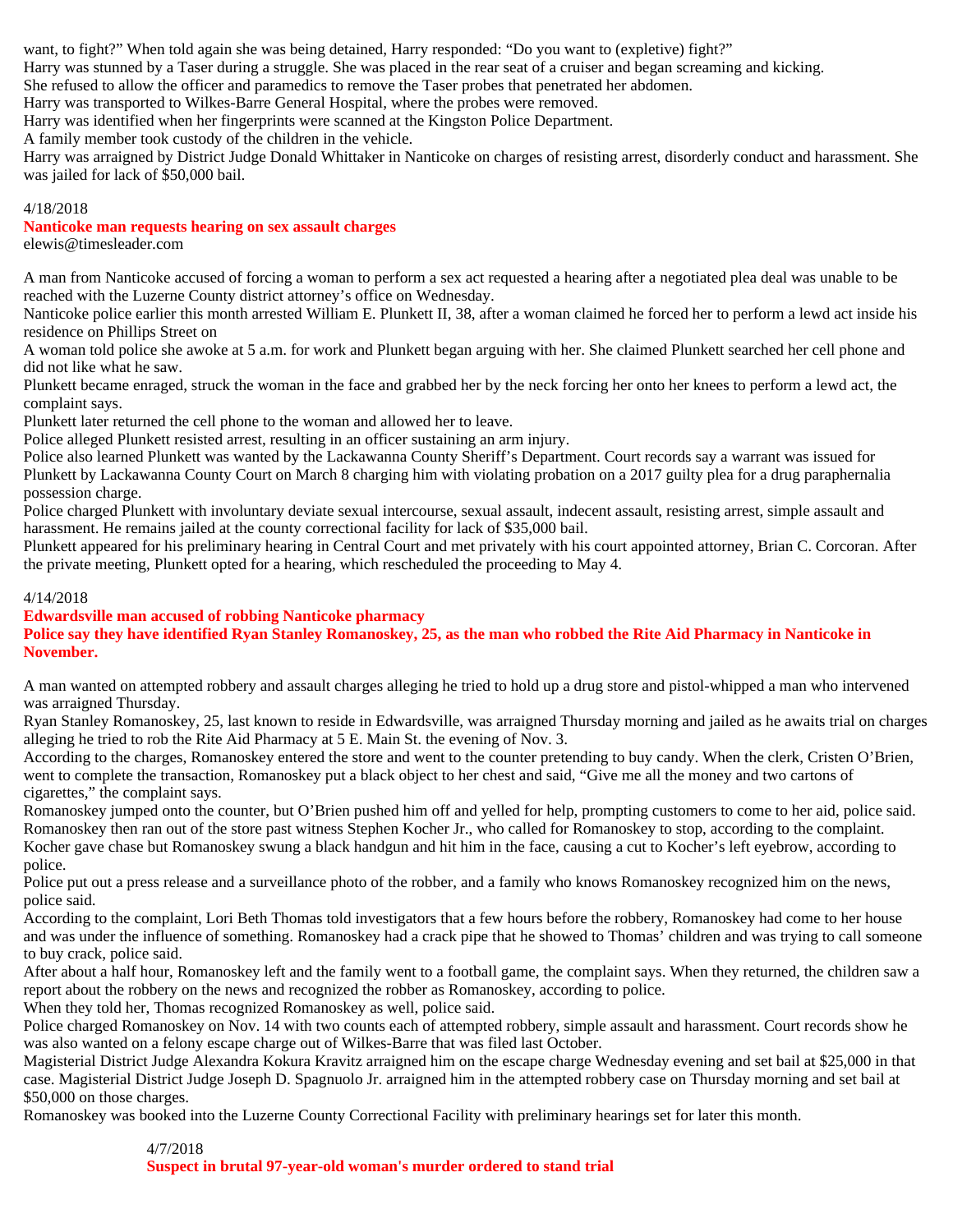want, to fight?" When told again she was being detained, Harry responded: "Do you want to (expletive) fight?"

Harry was stunned by a Taser during a struggle. She was placed in the rear seat of a cruiser and began screaming and kicking.

She refused to allow the officer and paramedics to remove the Taser probes that penetrated her abdomen.

Harry was transported to Wilkes-Barre General Hospital, where the probes were removed.

Harry was identified when her fingerprints were scanned at the Kingston Police Department.

A family member took custody of the children in the vehicle.

Harry was arraigned by District Judge Donald Whittaker in Nanticoke on charges of resisting arrest, disorderly conduct and harassment. She was jailed for lack of $50,000 bail.

4/18/2018

**Nanticoke man requests hearing on sex assault charges**

elewis@timesleader.com

A man from Nanticoke accused of forcing a woman to perform a sex act requested a hearing after a negotiated plea deal was unable to be reached with the Luzerne County district attorney's office on Wednesday.

Nanticoke police earlier this month arrested William E. Plunkett II, 38, after a woman claimed he forced her to perform a lewd act inside his residence on Phillips Street on

A woman told police she awoke at 5 a.m. for work and Plunkett began arguing with her. She claimed Plunkett searched her cell phone and did not like what he saw.

Plunkett became enraged, struck the woman in the face and grabbed her by the neck forcing her onto her knees to perform a lewd act, the complaint says.

Plunkett later returned the cell phone to the woman and allowed her to leave.

Police alleged Plunkett resisted arrest, resulting in an officer sustaining an arm injury.

Police also learned Plunkett was wanted by the Lackawanna County Sheriff's Department. Court records say a warrant was issued for Plunkett by Lackawanna County Court on March 8 charging him with violating probation on a 2017 guilty plea for a drug paraphernalia possession charge.

Police charged Plunkett with involuntary deviate sexual intercourse, sexual assault, indecent assault, resisting arrest, simple assault and harassment. He remains jailed at the county correctional facility for lack of $35,000 bail.

Plunkett appeared for his preliminary hearing in Central Court and met privately with his court appointed attorney, Brian C. Corcoran. After the private meeting, Plunkett opted for a hearing, which rescheduled the proceeding to May 4.

4/14/2018

**Edwardsville man accused of robbing Nanticoke pharmacy**

**Police say they have identified Ryan Stanley Romanoskey, 25, as the man who robbed the Rite Aid Pharmacy in Nanticoke in November.**

A man wanted on attempted robbery and assault charges alleging he tried to hold up a drug store and pistol-whipped a man who intervened was arraigned Thursday.

Ryan Stanley Romanoskey, 25, last known to reside in Edwardsville, was arraigned Thursday morning and jailed as he awaits trial on charges alleging he tried to rob the Rite Aid Pharmacy at 5 E. Main St. the evening of Nov. 3.

According to the charges, Romanoskey entered the store and went to the counter pretending to buy candy. When the clerk, Cristen O'Brien, went to complete the transaction, Romanoskey put a black object to her chest and said, "Give me all the money and two cartons of cigarettes," the complaint says.

Romanoskey jumped onto the counter, but O'Brien pushed him off and yelled for help, prompting customers to come to her aid, police said.

Romanoskey then ran out of the store past witness Stephen Kocher Jr., who called for Romanoskey to stop, according to the complaint.

Kocher gave chase but Romanoskey swung a black handgun and hit him in the face, causing a cut to Kocher's left eyebrow, according to police.

Police put out a press release and a surveillance photo of the robber, and a family who knows Romanoskey recognized him on the news, police said.

According to the complaint, Lori Beth Thomas told investigators that a few hours before the robbery, Romanoskey had come to her house and was under the influence of something. Romanoskey had a crack pipe that he showed to Thomas' children and was trying to call someone to buy crack, police said.

After about a half hour, Romanoskey left and the family went to a football game, the complaint says. When they returned, the children saw a report about the robbery on the news and recognized the robber as Romanoskey, according to police.

When they told her, Thomas recognized Romanoskey as well, police said.

Police charged Romanoskey on Nov. 14 with two counts each of attempted robbery, simple assault and harassment. Court records show he was also wanted on a felony escape charge out of Wilkes-Barre that was filed last October.

Magisterial District Judge Alexandra Kokura Kravitz arraigned him on the escape charge Wednesday evening and set bail at $25,000 in that case. Magisterial District Judge Joseph D. Spagnuolo Jr. arraigned him in the attempted robbery case on Thursday morning and set bail at $50,000 on those charges.

Romanoskey was booked into the Luzerne County Correctional Facility with preliminary hearings set for later this month.

4/7/2018

**Suspect in brutal 97-year-old woman's murder ordered to stand trial**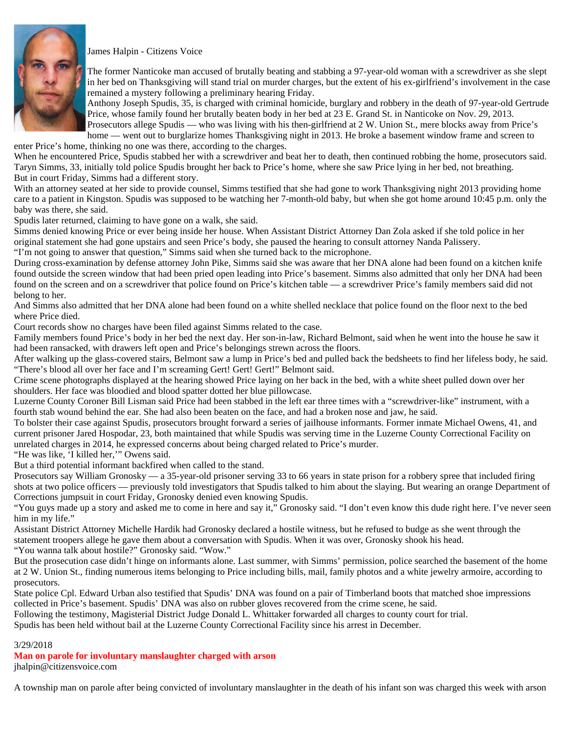James Halpin - Citizens Voice

The former Nanticoke man accused of brutally beating and stabbing a 97-year-old woman with a screwdriver as she slept in her bed on Thanksgiving will stand trial on murder charges, but the extent of his ex-girlfriend's involvement in the case remained a mystery following a preliminary hearing Friday.

Anthony Joseph Spudis, 35, is charged with criminal homicide, burglary and robbery in the death of 97-year-old Gertrude Price, whose family found her brutally beaten body in her bed at 23 E. Grand St. in Nanticoke on Nov. 29, 2013.

Prosecutors allege Spudis — who was living with his then-girlfriend at 2 W. Union St., mere blocks away from Price's home — went out to burglarize homes Thanksgiving night in 2013. He broke a basement window frame and screen to enter Price's home, thinking no one was there, according to the charges.

When he encountered Price, Spudis stabbed her with a screwdriver and beat her to death, then continued robbing the home, prosecutors said.

Taryn Simms, 33, initially told police Spudis brought her back to Price's home, where she saw Price lying in her bed, not breathing.

But in court Friday, Simms had a different story.

With an attorney seated at her side to provide counsel, Simms testified that she had gone to work Thanksgiving night 2013 providing home care to a patient in Kingston. Spudis was supposed to be watching her 7-month-old baby, but when she got home around 10:45 p.m. only the baby was there, she said.

Spudis later returned, claiming to have gone on a walk, she said.

Simms denied knowing Price or ever being inside her house. When Assistant District Attorney Dan Zola asked if she told police in her original statement she had gone upstairs and seen Price's body, she paused the hearing to consult attorney Nanda Palissery.

"I'm not going to answer that question," Simms said when she turned back to the microphone.

During cross-examination by defense attorney John Pike, Simms said she was aware that her DNA alone had been found on a kitchen knife found outside the screen window that had been pried open leading into Price's basement. Simms also admitted that only her DNA had been found on the screen and on a screwdriver that police found on Price's kitchen table — a screwdriver Price's family members said did not belong to her.

And Simms also admitted that her DNA alone had been found on a white shelled necklace that police found on the floor next to the bed where Price died.

Court records show no charges have been filed against Simms related to the case.

Family members found Price's body in her bed the next day. Her son-in-law, Richard Belmont, said when he went into the house he saw it had been ransacked, with drawers left open and Price's belongings strewn across the floors.

After walking up the glass-covered stairs, Belmont saw a lump in Price's bed and pulled back the bedsheets to find her lifeless body, he said.

"There's blood all over her face and I'm screaming Gert! Gert! Gert!" Belmont said.

Crime scene photographs displayed at the hearing showed Price laying on her back in the bed, with a white sheet pulled down over her shoulders. Her face was bloodied and blood spatter dotted her blue pillowcase.

Luzerne County Coroner Bill Lisman said Price had been stabbed in the left ear three times with a "screwdriver-like" instrument, with a fourth stab wound behind the ear. She had also been beaten on the face, and had a broken nose and jaw, he said.

To bolster their case against Spudis, prosecutors brought forward a series of jailhouse informants. Former inmate Michael Owens, 41, and current prisoner Jared Hospodar, 23, both maintained that while Spudis was serving time in the Luzerne County Correctional Facility on unrelated charges in 2014, he expressed concerns about being charged related to Price's murder.

"He was like, 'I killed her,'" Owens said.

But a third potential informant backfired when called to the stand.

Prosecutors say William Gronosky — a 35-year-old prisoner serving 33 to 66 years in state prison for a robbery spree that included firing shots at two police officers — previously told investigators that Spudis talked to him about the slaying. But wearing an orange Department of Corrections jumpsuit in court Friday, Gronosky denied even knowing Spudis.

"You guys made up a story and asked me to come in here and say it," Gronosky said. "I don't even know this dude right here. I've never seen him in my life."

Assistant District Attorney Michelle Hardik had Gronosky declared a hostile witness, but he refused to budge as she went through the statement troopers allege he gave them about a conversation with Spudis. When it was over, Gronosky shook his head.

"You wanna talk about hostile?" Gronosky said. "Wow."

But the prosecution case didn't hinge on informants alone. Last summer, with Simms' permission, police searched the basement of the home at 2 W. Union St., finding numerous items belonging to Price including bills, mail, family photos and a white jewelry armoire, according to prosecutors.

State police Cpl. Edward Urban also testified that Spudis' DNA was found on a pair of Timberland boots that matched shoe impressions collected in Price's basement. Spudis' DNA was also on rubber gloves recovered from the crime scene, he said.

Following the testimony, Magisterial District Judge Donald L. Whittaker forwarded all charges to county court for trial.

Spudis has been held without bail at the Luzerne County Correctional Facility since his arrest in December.

3/29/2018

**Man on parole for involuntary manslaughter charged with arson**

jhalpin@citizensvoice.com

A township man on parole after being convicted of involuntary manslaughter in the death of his infant son was charged this week with arson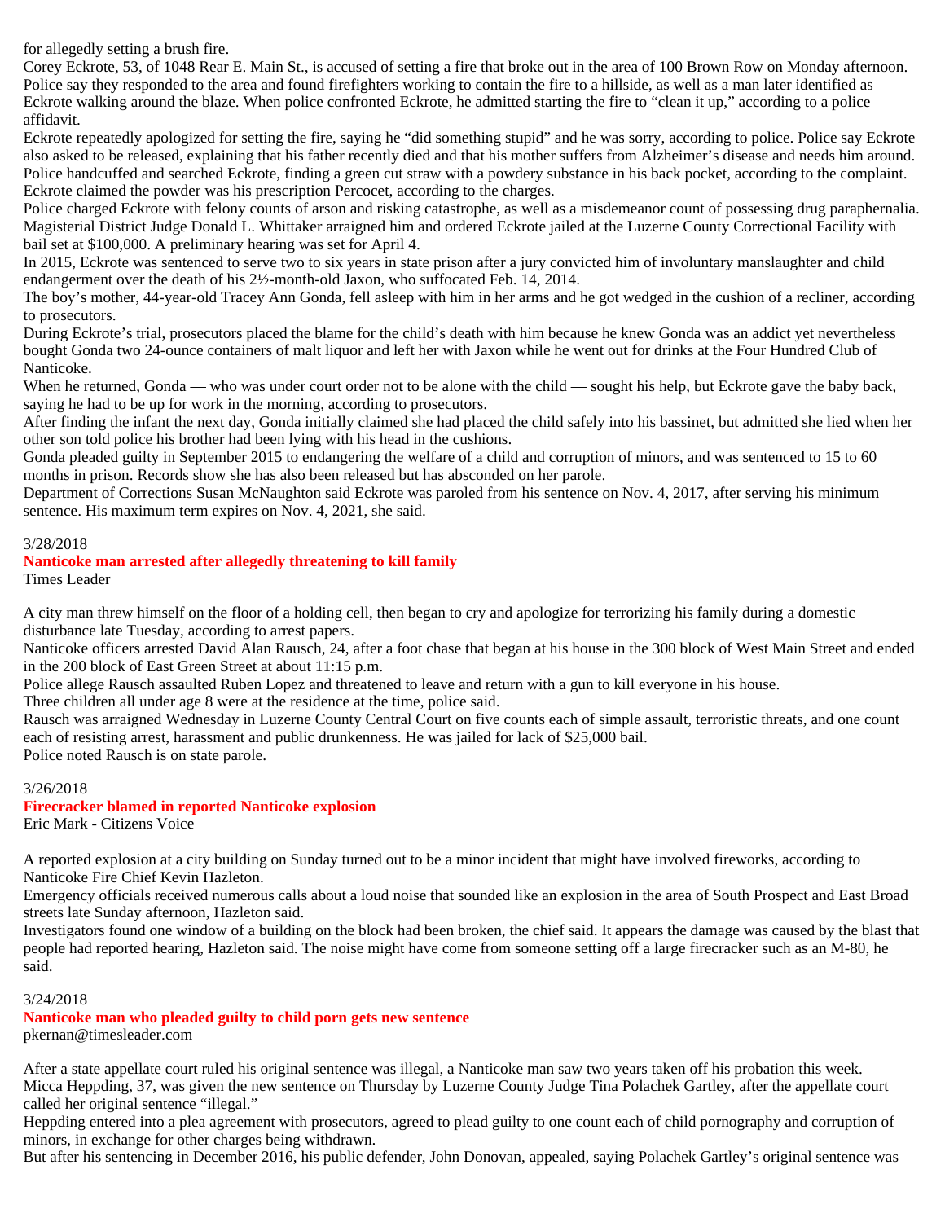for allegedly setting a brush fire.

Corey Eckrote, 53, of 1048 Rear E. Main St., is accused of setting a fire that broke out in the area of 100 Brown Row on Monday afternoon. Police say they responded to the area and found firefighters working to contain the fire to a hillside, as well as a man later identified as Eckrote walking around the blaze. When police confronted Eckrote, he admitted starting the fire to "clean it up," according to a police affidavit.

Eckrote repeatedly apologized for setting the fire, saying he "did something stupid" and he was sorry, according to police. Police say Eckrote also asked to be released, explaining that his father recently died and that his mother suffers from Alzheimer's disease and needs him around.

Police handcuffed and searched Eckrote, finding a green cut straw with a powdery substance in his back pocket, according to the complaint. Eckrote claimed the powder was his prescription Percocet, according to the charges.

Police charged Eckrote with felony counts of arson and risking catastrophe, as well as a misdemeanor count of possessing drug paraphernalia.

Magisterial District Judge Donald L. Whittaker arraigned him and ordered Eckrote jailed at the Luzerne County Correctional Facility with bail set at $100,000. A preliminary hearing was set for April 4.

In 2015, Eckrote was sentenced to serve two to six years in state prison after a jury convicted him of involuntary manslaughter and child endangerment over the death of his 2½-month-old Jaxon, who suffocated Feb. 14, 2014.

The boy's mother, 44-year-old Tracey Ann Gonda, fell asleep with him in her arms and he got wedged in the cushion of a recliner, according to prosecutors.

During Eckrote's trial, prosecutors placed the blame for the child's death with him because he knew Gonda was an addict yet nevertheless bought Gonda two 24-ounce containers of malt liquor and left her with Jaxon while he went out for drinks at the Four Hundred Club of Nanticoke.

When he returned, Gonda — who was under court order not to be alone with the child — sought his help, but Eckrote gave the baby back, saying he had to be up for work in the morning, according to prosecutors.

After finding the infant the next day, Gonda initially claimed she had placed the child safely into his bassinet, but admitted she lied when her other son told police his brother had been lying with his head in the cushions.

Gonda pleaded guilty in September 2015 to endangering the welfare of a child and corruption of minors, and was sentenced to 15 to 60 months in prison. Records show she has also been released but has absconded on her parole.

Department of Corrections Susan McNaughton said Eckrote was paroled from his sentence on Nov. 4, 2017, after serving his minimum sentence. His maximum term expires on Nov. 4, 2021, she said.

3/28/2018

**Nanticoke man arrested after allegedly threatening to kill family**

Times Leader

A city man threw himself on the floor of a holding cell, then began to cry and apologize for terrorizing his family during a domestic disturbance late Tuesday, according to arrest papers.

Nanticoke officers arrested David Alan Rausch, 24, after a foot chase that began at his house in the 300 block of West Main Street and ended in the 200 block of East Green Street at about 11:15 p.m.

Police allege Rausch assaulted Ruben Lopez and threatened to leave and return with a gun to kill everyone in his house.

Three children all under age 8 were at the residence at the time, police said.

Rausch was arraigned Wednesday in Luzerne County Central Court on five counts each of simple assault, terroristic threats, and one count each of resisting arrest, harassment and public drunkenness. He was jailed for lack of $25,000 bail.

Police noted Rausch is on state parole.

3/26/2018

**Firecracker blamed in reported Nanticoke explosion**

Eric Mark - Citizens Voice

A reported explosion at a city building on Sunday turned out to be a minor incident that might have involved fireworks, according to Nanticoke Fire Chief Kevin Hazleton.

Emergency officials received numerous calls about a loud noise that sounded like an explosion in the area of South Prospect and East Broad streets late Sunday afternoon, Hazleton said.

Investigators found one window of a building on the block had been broken, the chief said. It appears the damage was caused by the blast that people had reported hearing, Hazleton said. The noise might have come from someone setting off a large firecracker such as an M-80, he said.

3/24/2018

**Nanticoke man who pleaded guilty to child porn gets new sentence**

pkernan@timesleader.com

After a state appellate court ruled his original sentence was illegal, a Nanticoke man saw two years taken off his probation this week.

Micca Heppding, 37, was given the new sentence on Thursday by Luzerne County Judge Tina Polachek Gartley, after the appellate court called her original sentence "illegal."

Heppding entered into a plea agreement with prosecutors, agreed to plead guilty to one count each of child pornography and corruption of minors, in exchange for other charges being withdrawn.

But after his sentencing in December 2016, his public defender, John Donovan, appealed, saying Polachek Gartley's original sentence was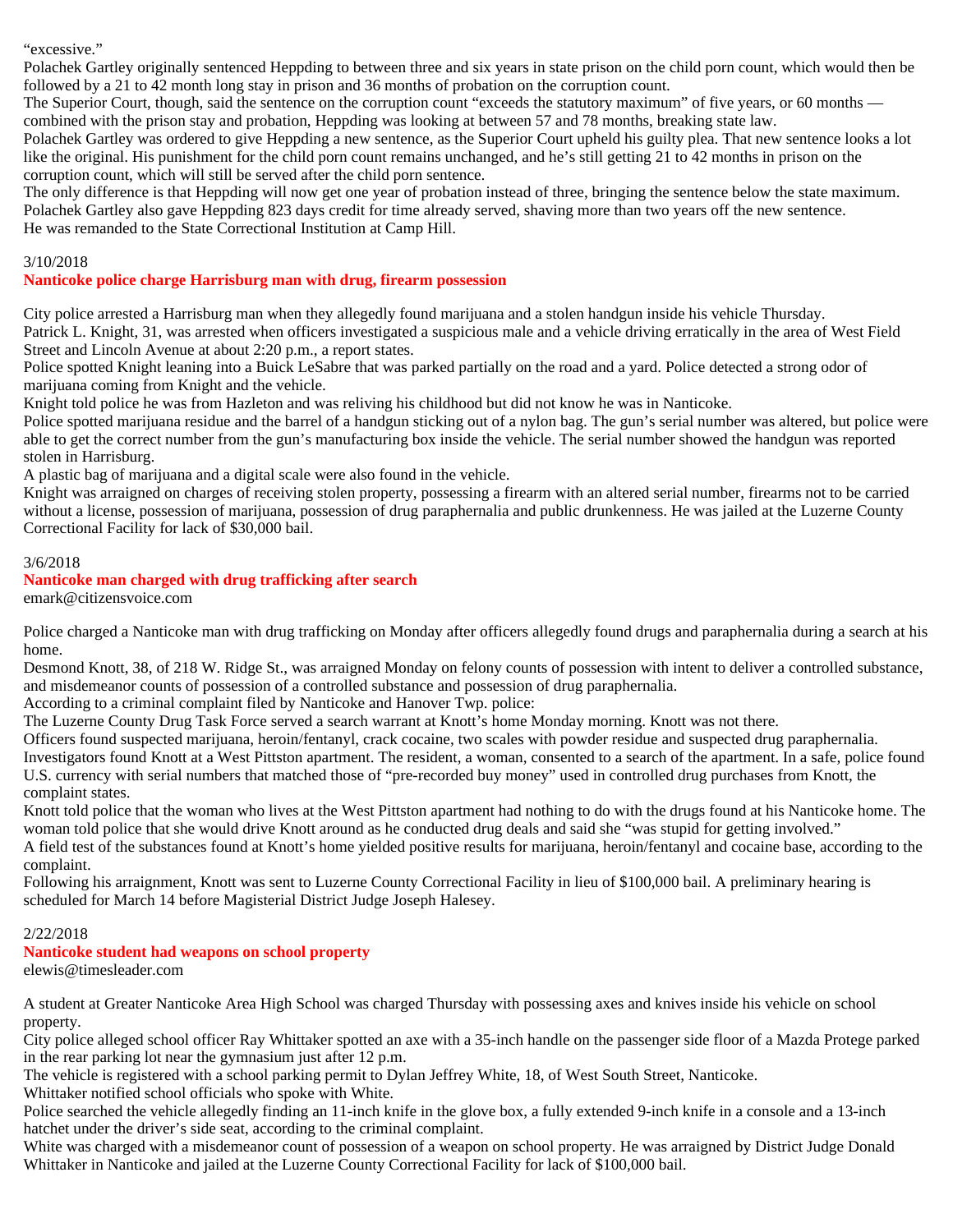"excessive."

Polachek Gartley originally sentenced Heppding to between three and six years in state prison on the child porn count, which would then be followed by a 21 to 42 month long stay in prison and 36 months of probation on the corruption count.

The Superior Court, though, said the sentence on the corruption count "exceeds the statutory maximum" of five years, or 60 months — combined with the prison stay and probation, Heppding was looking at between 57 and 78 months, breaking state law.

Polachek Gartley was ordered to give Heppding a new sentence, as the Superior Court upheld his guilty plea. That new sentence looks a lot like the original. His punishment for the child porn count remains unchanged, and he's still getting 21 to 42 months in prison on the corruption count, which will still be served after the child porn sentence.

The only difference is that Heppding will now get one year of probation instead of three, bringing the sentence below the state maximum.

Polachek Gartley also gave Heppding 823 days credit for time already served, shaving more than two years off the new sentence.

He was remanded to the State Correctional Institution at Camp Hill.

3/10/2018

## Nanticoke police charge Harrisburg man with drug, firearm possession

City police arrested a Harrisburg man when they allegedly found marijuana and a stolen handgun inside his vehicle Thursday.

Patrick L. Knight, 31, was arrested when officers investigated a suspicious male and a vehicle driving erratically in the area of West Field Street and Lincoln Avenue at about 2:20 p.m., a report states.

Police spotted Knight leaning into a Buick LeSabre that was parked partially on the road and a yard. Police detected a strong odor of marijuana coming from Knight and the vehicle.

Knight told police he was from Hazleton and was reliving his childhood but did not know he was in Nanticoke.

Police spotted marijuana residue and the barrel of a handgun sticking out of a nylon bag. The gun's serial number was altered, but police were able to get the correct number from the gun's manufacturing box inside the vehicle. The serial number showed the handgun was reported stolen in Harrisburg.

A plastic bag of marijuana and a digital scale were also found in the vehicle.

Knight was arraigned on charges of receiving stolen property, possessing a firearm with an altered serial number, firearms not to be carried without a license, possession of marijuana, possession of drug paraphernalia and public drunkenness. He was jailed at the Luzerne County Correctional Facility for lack of $30,000 bail.

3/6/2018

## Nanticoke man charged with drug trafficking after search

emark@citizensvoice.com

Police charged a Nanticoke man with drug trafficking on Monday after officers allegedly found drugs and paraphernalia during a search at his home.

Desmond Knott, 38, of 218 W. Ridge St., was arraigned Monday on felony counts of possession with intent to deliver a controlled substance, and misdemeanor counts of possession of a controlled substance and possession of drug paraphernalia.

According to a criminal complaint filed by Nanticoke and Hanover Twp. police:

The Luzerne County Drug Task Force served a search warrant at Knott's home Monday morning. Knott was not there.

Officers found suspected marijuana, heroin/fentanyl, crack cocaine, two scales with powder residue and suspected drug paraphernalia.

Investigators found Knott at a West Pittston apartment. The resident, a woman, consented to a search of the apartment. In a safe, police found U.S. currency with serial numbers that matched those of "pre-recorded buy money" used in controlled drug purchases from Knott, the complaint states.

Knott told police that the woman who lives at the West Pittston apartment had nothing to do with the drugs found at his Nanticoke home. The woman told police that she would drive Knott around as he conducted drug deals and said she "was stupid for getting involved."

A field test of the substances found at Knott's home yielded positive results for marijuana, heroin/fentanyl and cocaine base, according to the complaint.

Following his arraignment, Knott was sent to Luzerne County Correctional Facility in lieu of $100,000 bail. A preliminary hearing is scheduled for March 14 before Magisterial District Judge Joseph Halesey.

2/22/2018

## Nanticoke student had weapons on school property

elewis@timesleader.com

A student at Greater Nanticoke Area High School was charged Thursday with possessing axes and knives inside his vehicle on school property.

City police alleged school officer Ray Whittaker spotted an axe with a 35-inch handle on the passenger side floor of a Mazda Protege parked in the rear parking lot near the gymnasium just after 12 p.m.

The vehicle is registered with a school parking permit to Dylan Jeffrey White, 18, of West South Street, Nanticoke.

Whittaker notified school officials who spoke with White.

Police searched the vehicle allegedly finding an 11-inch knife in the glove box, a fully extended 9-inch knife in a console and a 13-inch hatchet under the driver's side seat, according to the criminal complaint.

White was charged with a misdemeanor count of possession of a weapon on school property. He was arraigned by District Judge Donald Whittaker in Nanticoke and jailed at the Luzerne County Correctional Facility for lack of $100,000 bail.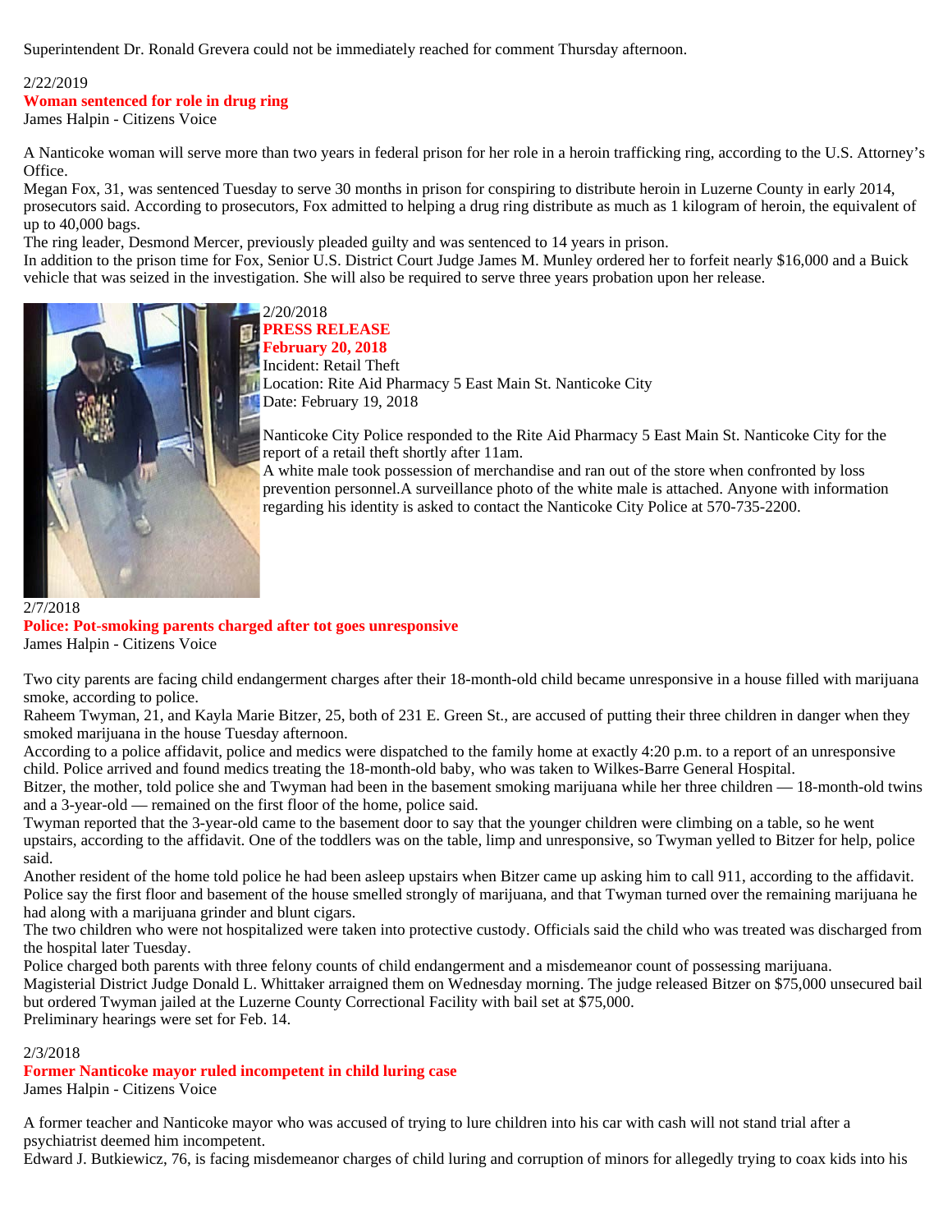Superintendent Dr. Ronald Grevera could not be immediately reached for comment Thursday afternoon.

2/22/2019

**Woman sentenced for role in drug ring**

James Halpin - Citizens Voice

A Nanticoke woman will serve more than two years in federal prison for her role in a heroin trafficking ring, according to the U.S. Attorney's Office.

Megan Fox, 31, was sentenced Tuesday to serve 30 months in prison for conspiring to distribute heroin in Luzerne County in early 2014, prosecutors said. According to prosecutors, Fox admitted to helping a drug ring distribute as much as 1 kilogram of heroin, the equivalent of up to 40,000 bags.

The ring leader, Desmond Mercer, previously pleaded guilty and was sentenced to 14 years in prison.

In addition to the prison time for Fox, Senior U.S. District Court Judge James M. Munley ordered her to forfeit nearly $16,000 and a Buick vehicle that was seized in the investigation. She will also be required to serve three years probation upon her release.

2/20/2018

**PRESS RELEASE**

**February 20, 2018**

Incident: Retail Theft

Location: Rite Aid Pharmacy 5 East Main St. Nanticoke City

Date: February 19, 2018

Nanticoke City Police responded to the Rite Aid Pharmacy 5 East Main St. Nanticoke City for the report of a retail theft shortly after 11am.

A white male took possession of merchandise and ran out of the store when confronted by loss prevention personnel.A surveillance photo of the white male is attached. Anyone with information regarding his identity is asked to contact the Nanticoke City Police at 570-735-2200.

2/7/2018

**Police: Pot-smoking parents charged after tot goes unresponsive**

James Halpin - Citizens Voice

Two city parents are facing child endangerment charges after their 18-month-old child became unresponsive in a house filled with marijuana smoke, according to police.

Raheem Twyman, 21, and Kayla Marie Bitzer, 25, both of 231 E. Green St., are accused of putting their three children in danger when they smoked marijuana in the house Tuesday afternoon.

According to a police affidavit, police and medics were dispatched to the family home at exactly 4:20 p.m. to a report of an unresponsive child. Police arrived and found medics treating the 18-month-old baby, who was taken to Wilkes-Barre General Hospital.

Bitzer, the mother, told police she and Twyman had been in the basement smoking marijuana while her three children — 18-month-old twins and a 3-year-old — remained on the first floor of the home, police said.

Twyman reported that the 3-year-old came to the basement door to say that the younger children were climbing on a table, so he went upstairs, according to the affidavit. One of the toddlers was on the table, limp and unresponsive, so Twyman yelled to Bitzer for help, police said.

Another resident of the home told police he had been asleep upstairs when Bitzer came up asking him to call 911, according to the affidavit.

Police say the first floor and basement of the house smelled strongly of marijuana, and that Twyman turned over the remaining marijuana he had along with a marijuana grinder and blunt cigars.

The two children who were not hospitalized were taken into protective custody. Officials said the child who was treated was discharged from the hospital later Tuesday.

Police charged both parents with three felony counts of child endangerment and a misdemeanor count of possessing marijuana.

Magisterial District Judge Donald L. Whittaker arraigned them on Wednesday morning. The judge released Bitzer on $75,000 unsecured bail but ordered Twyman jailed at the Luzerne County Correctional Facility with bail set at $75,000.

Preliminary hearings were set for Feb. 14.

2/3/2018

**Former Nanticoke mayor ruled incompetent in child luring case**

James Halpin - Citizens Voice

A former teacher and Nanticoke mayor who was accused of trying to lure children into his car with cash will not stand trial after a psychiatrist deemed him incompetent.

Edward J. Butkiewicz, 76, is facing misdemeanor charges of child luring and corruption of minors for allegedly trying to coax kids into his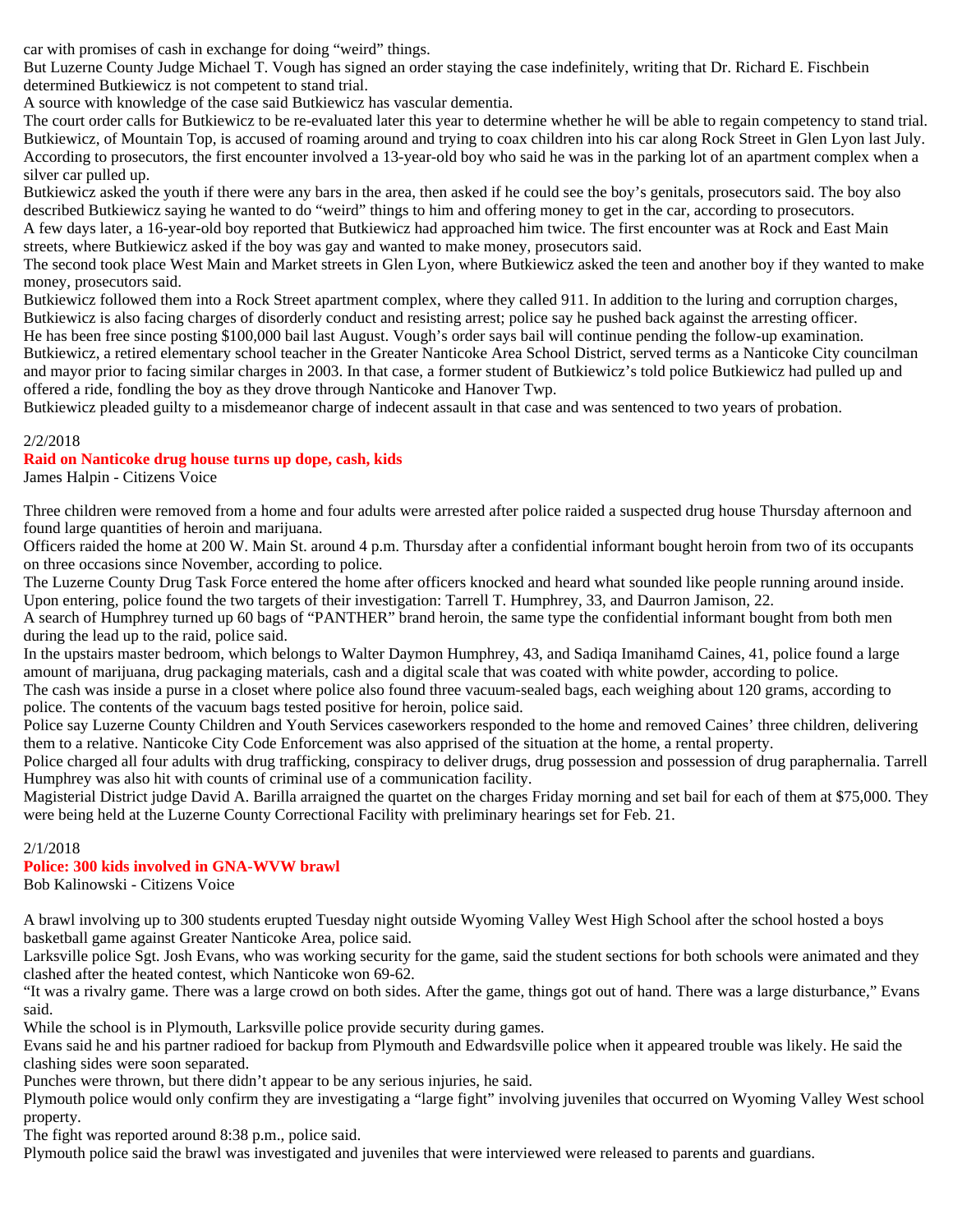car with promises of cash in exchange for doing "weird" things.

But Luzerne County Judge Michael T. Vough has signed an order staying the case indefinitely, writing that Dr. Richard E. Fischbein determined Butkiewicz is not competent to stand trial.

A source with knowledge of the case said Butkiewicz has vascular dementia.

The court order calls for Butkiewicz to be re-evaluated later this year to determine whether he will be able to regain competency to stand trial.

Butkiewicz, of Mountain Top, is accused of roaming around and trying to coax children into his car along Rock Street in Glen Lyon last July.

According to prosecutors, the first encounter involved a 13-year-old boy who said he was in the parking lot of an apartment complex when a silver car pulled up.

Butkiewicz asked the youth if there were any bars in the area, then asked if he could see the boy's genitals, prosecutors said. The boy also described Butkiewicz saying he wanted to do "weird" things to him and offering money to get in the car, according to prosecutors.

A few days later, a 16-year-old boy reported that Butkiewicz had approached him twice. The first encounter was at Rock and East Main streets, where Butkiewicz asked if the boy was gay and wanted to make money, prosecutors said.

The second took place West Main and Market streets in Glen Lyon, where Butkiewicz asked the teen and another boy if they wanted to make money, prosecutors said.

Butkiewicz followed them into a Rock Street apartment complex, where they called 911. In addition to the luring and corruption charges, Butkiewicz is also facing charges of disorderly conduct and resisting arrest; police say he pushed back against the arresting officer.

He has been free since posting $100,000 bail last August. Vough's order says bail will continue pending the follow-up examination.

Butkiewicz, a retired elementary school teacher in the Greater Nanticoke Area School District, served terms as a Nanticoke City councilman and mayor prior to facing similar charges in 2003. In that case, a former student of Butkiewicz's told police Butkiewicz had pulled up and offered a ride, fondling the boy as they drove through Nanticoke and Hanover Twp.

Butkiewicz pleaded guilty to a misdemeanor charge of indecent assault in that case and was sentenced to two years of probation.

2/2/2018

**Raid on Nanticoke drug house turns up dope, cash, kids**

James Halpin - Citizens Voice

Three children were removed from a home and four adults were arrested after police raided a suspected drug house Thursday afternoon and found large quantities of heroin and marijuana.

Officers raided the home at 200 W. Main St. around 4 p.m. Thursday after a confidential informant bought heroin from two of its occupants on three occasions since November, according to police.

The Luzerne County Drug Task Force entered the home after officers knocked and heard what sounded like people running around inside. Upon entering, police found the two targets of their investigation: Tarrell T. Humphrey, 33, and Daurron Jamison, 22.

A search of Humphrey turned up 60 bags of "PANTHER" brand heroin, the same type the confidential informant bought from both men during the lead up to the raid, police said.

In the upstairs master bedroom, which belongs to Walter Daymon Humphrey, 43, and Sadiqa Imanihamd Caines, 41, police found a large amount of marijuana, drug packaging materials, cash and a digital scale that was coated with white powder, according to police.

The cash was inside a purse in a closet where police also found three vacuum-sealed bags, each weighing about 120 grams, according to police. The contents of the vacuum bags tested positive for heroin, police said.

Police say Luzerne County Children and Youth Services caseworkers responded to the home and removed Caines' three children, delivering them to a relative. Nanticoke City Code Enforcement was also apprised of the situation at the home, a rental property.

Police charged all four adults with drug trafficking, conspiracy to deliver drugs, drug possession and possession of drug paraphernalia. Tarrell Humphrey was also hit with counts of criminal use of a communication facility.

Magisterial District judge David A. Barilla arraigned the quartet on the charges Friday morning and set bail for each of them at $75,000. They were being held at the Luzerne County Correctional Facility with preliminary hearings set for Feb. 21.

2/1/2018

**Police: 300 kids involved in GNA-WVW brawl**

Bob Kalinowski - Citizens Voice

A brawl involving up to 300 students erupted Tuesday night outside Wyoming Valley West High School after the school hosted a boys basketball game against Greater Nanticoke Area, police said.

Larksville police Sgt. Josh Evans, who was working security for the game, said the student sections for both schools were animated and they clashed after the heated contest, which Nanticoke won 69-62.

"It was a rivalry game. There was a large crowd on both sides. After the game, things got out of hand. There was a large disturbance," Evans said.

While the school is in Plymouth, Larksville police provide security during games.

Evans said he and his partner radioed for backup from Plymouth and Edwardsville police when it appeared trouble was likely. He said the clashing sides were soon separated.

Punches were thrown, but there didn't appear to be any serious injuries, he said.

Plymouth police would only confirm they are investigating a "large fight" involving juveniles that occurred on Wyoming Valley West school property.

The fight was reported around 8:38 p.m., police said.

Plymouth police said the brawl was investigated and juveniles that were interviewed were released to parents and guardians.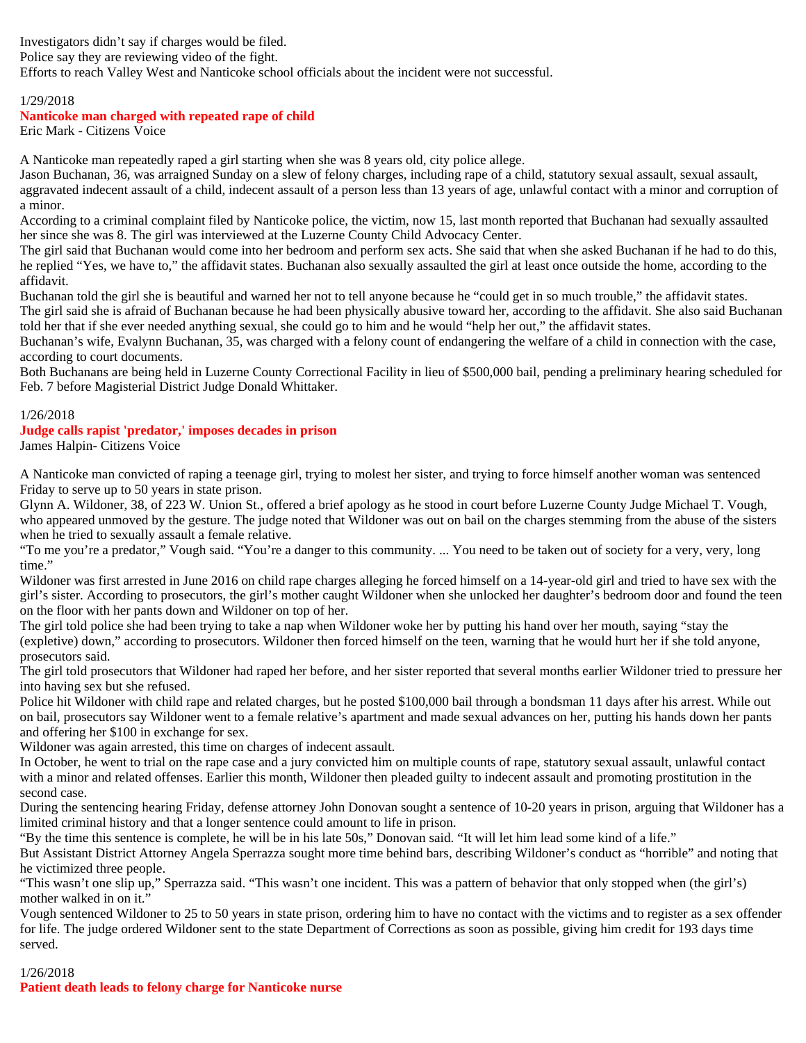Investigators didn't say if charges would be filed.
Police say they are reviewing video of the fight.
Efforts to reach Valley West and Nanticoke school officials about the incident were not successful.

1/29/2018

**Nanticoke man charged with repeated rape of child**

Eric Mark - Citizens Voice

A Nanticoke man repeatedly raped a girl starting when she was 8 years old, city police allege.
Jason Buchanan, 36, was arraigned Sunday on a slew of felony charges, including rape of a child, statutory sexual assault, sexual assault, aggravated indecent assault of a child, indecent assault of a person less than 13 years of age, unlawful contact with a minor and corruption of a minor.
According to a criminal complaint filed by Nanticoke police, the victim, now 15, last month reported that Buchanan had sexually assaulted her since she was 8. The girl was interviewed at the Luzerne County Child Advocacy Center.
The girl said that Buchanan would come into her bedroom and perform sex acts. She said that when she asked Buchanan if he had to do this, he replied "Yes, we have to," the affidavit states. Buchanan also sexually assaulted the girl at least once outside the home, according to the affidavit.
Buchanan told the girl she is beautiful and warned her not to tell anyone because he "could get in so much trouble," the affidavit states.
The girl said she is afraid of Buchanan because he had been physically abusive toward her, according to the affidavit. She also said Buchanan told her that if she ever needed anything sexual, she could go to him and he would "help her out," the affidavit states.
Buchanan's wife, Evalynn Buchanan, 35, was charged with a felony count of endangering the welfare of a child in connection with the case, according to court documents.
Both Buchanans are being held in Luzerne County Correctional Facility in lieu of $500,000 bail, pending a preliminary hearing scheduled for Feb. 7 before Magisterial District Judge Donald Whittaker.

1/26/2018

**Judge calls rapist 'predator,' imposes decades in prison**

James Halpin- Citizens Voice

A Nanticoke man convicted of raping a teenage girl, trying to molest her sister, and trying to force himself another woman was sentenced Friday to serve up to 50 years in state prison.
Glynn A. Wildoner, 38, of 223 W. Union St., offered a brief apology as he stood in court before Luzerne County Judge Michael T. Vough, who appeared unmoved by the gesture. The judge noted that Wildoner was out on bail on the charges stemming from the abuse of the sisters when he tried to sexually assault a female relative.
"To me you're a predator," Vough said. "You're a danger to this community. ... You need to be taken out of society for a very, very, long time."
Wildoner was first arrested in June 2016 on child rape charges alleging he forced himself on a 14-year-old girl and tried to have sex with the girl's sister. According to prosecutors, the girl's mother caught Wildoner when she unlocked her daughter's bedroom door and found the teen on the floor with her pants down and Wildoner on top of her.
The girl told police she had been trying to take a nap when Wildoner woke her by putting his hand over her mouth, saying "stay the (expletive) down," according to prosecutors. Wildoner then forced himself on the teen, warning that he would hurt her if she told anyone, prosecutors said.
The girl told prosecutors that Wildoner had raped her before, and her sister reported that several months earlier Wildoner tried to pressure her into having sex but she refused.
Police hit Wildoner with child rape and related charges, but he posted $100,000 bail through a bondsman 11 days after his arrest. While out on bail, prosecutors say Wildoner went to a female relative's apartment and made sexual advances on her, putting his hands down her pants and offering her $100 in exchange for sex.
Wildoner was again arrested, this time on charges of indecent assault.
In October, he went to trial on the rape case and a jury convicted him on multiple counts of rape, statutory sexual assault, unlawful contact with a minor and related offenses. Earlier this month, Wildoner then pleaded guilty to indecent assault and promoting prostitution in the second case.
During the sentencing hearing Friday, defense attorney John Donovan sought a sentence of 10-20 years in prison, arguing that Wildoner has a limited criminal history and that a longer sentence could amount to life in prison.
"By the time this sentence is complete, he will be in his late 50s," Donovan said. "It will let him lead some kind of a life."
But Assistant District Attorney Angela Sperrazza sought more time behind bars, describing Wildoner's conduct as "horrible" and noting that he victimized three people.
"This wasn't one slip up," Sperrazza said. "This wasn't one incident. This was a pattern of behavior that only stopped when (the girl's) mother walked in on it."
Vough sentenced Wildoner to 25 to 50 years in state prison, ordering him to have no contact with the victims and to register as a sex offender for life. The judge ordered Wildoner sent to the state Department of Corrections as soon as possible, giving him credit for 193 days time served.

1/26/2018

**Patient death leads to felony charge for Nanticoke nurse**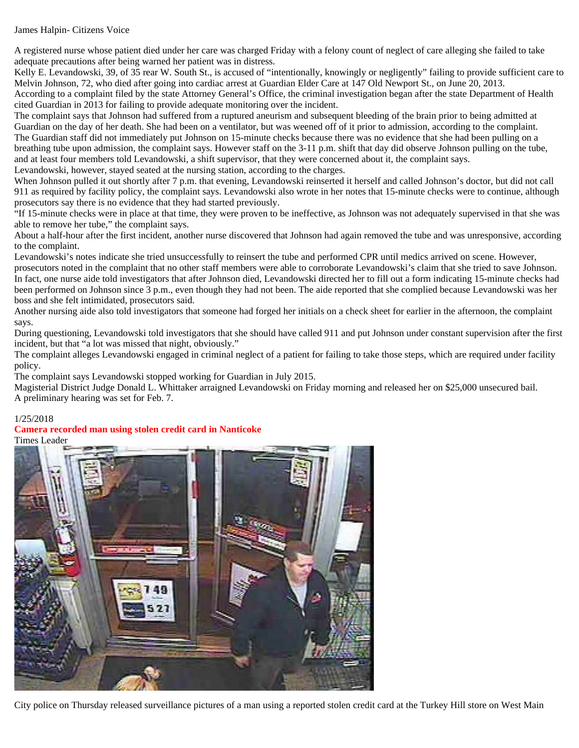James Halpin- Citizens Voice

A registered nurse whose patient died under her care was charged Friday with a felony count of neglect of care alleging she failed to take adequate precautions after being warned her patient was in distress.

Kelly E. Levandowski, 39, of 35 rear W. South St., is accused of "intentionally, knowingly or negligently" failing to provide sufficient care to Melvin Johnson, 72, who died after going into cardiac arrest at Guardian Elder Care at 147 Old Newport St., on June 20, 2013.

According to a complaint filed by the state Attorney General's Office, the criminal investigation began after the state Department of Health cited Guardian in 2013 for failing to provide adequate monitoring over the incident.

The complaint says that Johnson had suffered from a ruptured aneurism and subsequent bleeding of the brain prior to being admitted at Guardian on the day of her death. She had been on a ventilator, but was weened off of it prior to admission, according to the complaint.

The Guardian staff did not immediately put Johnson on 15-minute checks because there was no evidence that she had been pulling on a breathing tube upon admission, the complaint says. However staff on the 3-11 p.m. shift that day did observe Johnson pulling on the tube, and at least four members told Levandowski, a shift supervisor, that they were concerned about it, the complaint says.

Levandowski, however, stayed seated at the nursing station, according to the charges.

When Johnson pulled it out shortly after 7 p.m. that evening, Levandowski reinserted it herself and called Johnson's doctor, but did not call 911 as required by facility policy, the complaint says. Levandowski also wrote in her notes that 15-minute checks were to continue, although prosecutors say there is no evidence that they had started previously.

"If 15-minute checks were in place at that time, they were proven to be ineffective, as Johnson was not adequately supervised in that she was able to remove her tube," the complaint says.

About a half-hour after the first incident, another nurse discovered that Johnson had again removed the tube and was unresponsive, according to the complaint.

Levandowski's notes indicate she tried unsuccessfully to reinsert the tube and performed CPR until medics arrived on scene. However, prosecutors noted in the complaint that no other staff members were able to corroborate Levandowski's claim that she tried to save Johnson.

In fact, one nurse aide told investigators that after Johnson died, Levandowski directed her to fill out a form indicating 15-minute checks had been performed on Johnson since 3 p.m., even though they had not been. The aide reported that she complied because Levandowski was her boss and she felt intimidated, prosecutors said.

Another nursing aide also told investigators that someone had forged her initials on a check sheet for earlier in the afternoon, the complaint says.

During questioning, Levandowski told investigators that she should have called 911 and put Johnson under constant supervision after the first incident, but that "a lot was missed that night, obviously."

The complaint alleges Levandowski engaged in criminal neglect of a patient for failing to take those steps, which are required under facility policy.

The complaint says Levandowski stopped working for Guardian in July 2015.

Magisterial District Judge Donald L. Whittaker arraigned Levandowski on Friday morning and released her on $25,000 unsecured bail.

A preliminary hearing was set for Feb. 7.

1/25/2018

**Camera recorded man using stolen credit card in Nanticoke**

Times Leader

City police on Thursday released surveillance pictures of a man using a reported stolen credit card at the Turkey Hill store on West Main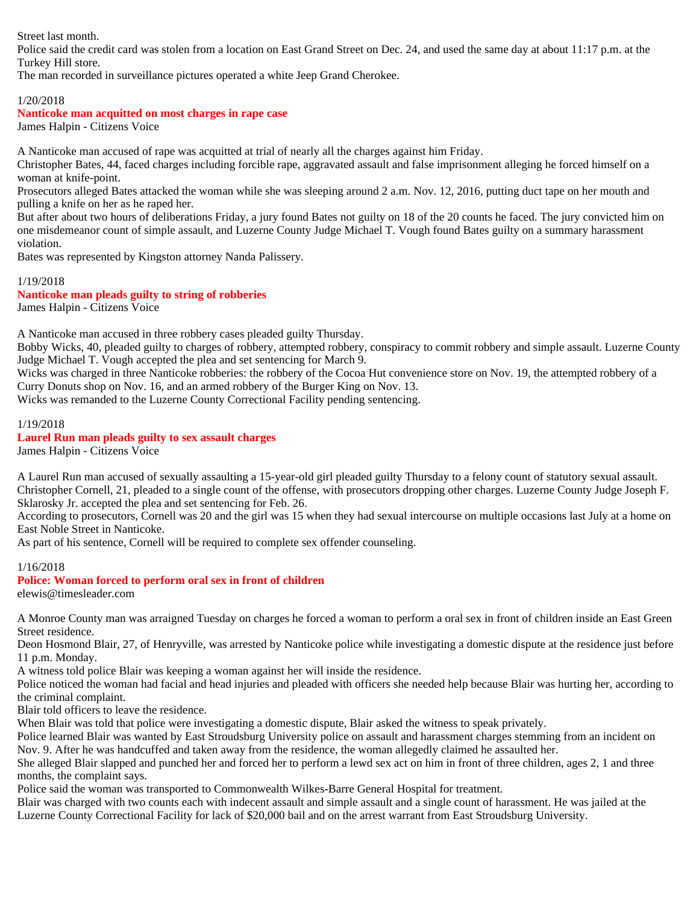Street last month.
Police said the credit card was stolen from a location on East Grand Street on Dec. 24, and used the same day at about 11:17 p.m. at the Turkey Hill store.
The man recorded in surveillance pictures operated a white Jeep Grand Cherokee.

1/20/2018

**Nanticoke man acquitted on most charges in rape case**

James Halpin - Citizens Voice

A Nanticoke man accused of rape was acquitted at trial of nearly all the charges against him Friday.
Christopher Bates, 44, faced charges including forcible rape, aggravated assault and false imprisonment alleging he forced himself on a woman at knife-point.
Prosecutors alleged Bates attacked the woman while she was sleeping around 2 a.m. Nov. 12, 2016, putting duct tape on her mouth and pulling a knife on her as he raped her.
But after about two hours of deliberations Friday, a jury found Bates not guilty on 18 of the 20 counts he faced. The jury convicted him on one misdemeanor count of simple assault, and Luzerne County Judge Michael T. Vough found Bates guilty on a summary harassment violation.
Bates was represented by Kingston attorney Nanda Palissery.

1/19/2018

**Nanticoke man pleads guilty to string of robberies**

James Halpin - Citizens Voice

A Nanticoke man accused in three robbery cases pleaded guilty Thursday.
Bobby Wicks, 40, pleaded guilty to charges of robbery, attempted robbery, conspiracy to commit robbery and simple assault. Luzerne County Judge Michael T. Vough accepted the plea and set sentencing for March 9.
Wicks was charged in three Nanticoke robberies: the robbery of the Cocoa Hut convenience store on Nov. 19, the attempted robbery of a Curry Donuts shop on Nov. 16, and an armed robbery of the Burger King on Nov. 13.
Wicks was remanded to the Luzerne County Correctional Facility pending sentencing.

1/19/2018

**Laurel Run man pleads guilty to sex assault charges**

James Halpin - Citizens Voice

A Laurel Run man accused of sexually assaulting a 15-year-old girl pleaded guilty Thursday to a felony count of statutory sexual assault.
Christopher Cornell, 21, pleaded to a single count of the offense, with prosecutors dropping other charges. Luzerne County Judge Joseph F. Sklarosky Jr. accepted the plea and set sentencing for Feb. 26.
According to prosecutors, Cornell was 20 and the girl was 15 when they had sexual intercourse on multiple occasions last July at a home on East Noble Street in Nanticoke.
As part of his sentence, Cornell will be required to complete sex offender counseling.

1/16/2018

**Police: Woman forced to perform oral sex in front of children**

elewis@timesleader.com

A Monroe County man was arraigned Tuesday on charges he forced a woman to perform a oral sex in front of children inside an East Green Street residence.
Deon Hosmond Blair, 27, of Henryville, was arrested by Nanticoke police while investigating a domestic dispute at the residence just before 11 p.m. Monday.
A witness told police Blair was keeping a woman against her will inside the residence.
Police noticed the woman had facial and head injuries and pleaded with officers she needed help because Blair was hurting her, according to the criminal complaint.
Blair told officers to leave the residence.
When Blair was told that police were investigating a domestic dispute, Blair asked the witness to speak privately.
Police learned Blair was wanted by East Stroudsburg University police on assault and harassment charges stemming from an incident on Nov. 9. After he was handcuffed and taken away from the residence, the woman allegedly claimed he assaulted her.
She alleged Blair slapped and punched her and forced her to perform a lewd sex act on him in front of three children, ages 2, 1 and three months, the complaint says.
Police said the woman was transported to Commonwealth Wilkes-Barre General Hospital for treatment.
Blair was charged with two counts each with indecent assault and simple assault and a single count of harassment. He was jailed at the Luzerne County Correctional Facility for lack of $20,000 bail and on the arrest warrant from East Stroudsburg University.